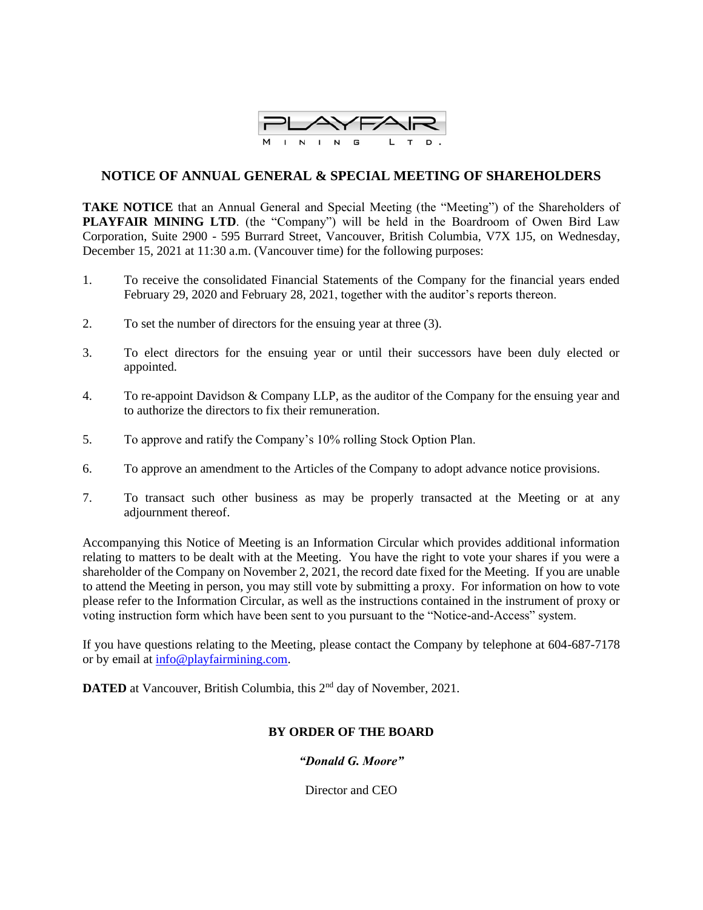PLAYFAIR MINING LTD.

# NOTICE OF ANNUAL GENERAL & SPECIAL MEETING OF SHAREHOLDERS

**TAKE NOTICE** that an Annual General and Special Meeting (the "Meeting") of the Shareholders of **PLAYFAIR MINING LTD**. (the "Company") will be held in the Boardroom of Owen Bird Law Corporation, Suite 2900 - 595 Burrard Street, Vancouver, British Columbia, V7X 1J5, on Wednesday, December 15, 2021 at 11:30 a.m. (Vancouver time) for the following purposes:

1. To receive the consolidated Financial Statements of the Company for the financial years ended February 29, 2020 and February 28, 2021, together with the auditor's reports thereon.
2. To set the number of directors for the ensuing year at three (3).
3. To elect directors for the ensuing year or until their successors have been duly elected or appointed.
4. To re-appoint Davidson & Company LLP, as the auditor of the Company for the ensuing year and to authorize the directors to fix their remuneration.
5. To approve and ratify the Company's 10% rolling Stock Option Plan.
6. To approve an amendment to the Articles of the Company to adopt advance notice provisions.
7. To transact such other business as may be properly transacted at the Meeting or at any adjournment thereof.

Accompanying this Notice of Meeting is an Information Circular which provides additional information relating to matters to be dealt with at the Meeting. You have the right to vote your shares if you were a shareholder of the Company on November 2, 2021, the record date fixed for the Meeting. If you are unable to attend the Meeting in person, you may still vote by submitting a proxy. For information on how to vote please refer to the Information Circular, as well as the instructions contained in the instrument of proxy or voting instruction form which have been sent to you pursuant to the "Notice-and-Access" system.

If you have questions relating to the Meeting, please contact the Company by telephone at 604-687-7178 or by email at info@playfairmining.com.

**DATED** at Vancouver, British Columbia, this 2nd day of November, 2021.

**BY ORDER OF THE BOARD**

***"Donald G. Moore"***

Director and CEO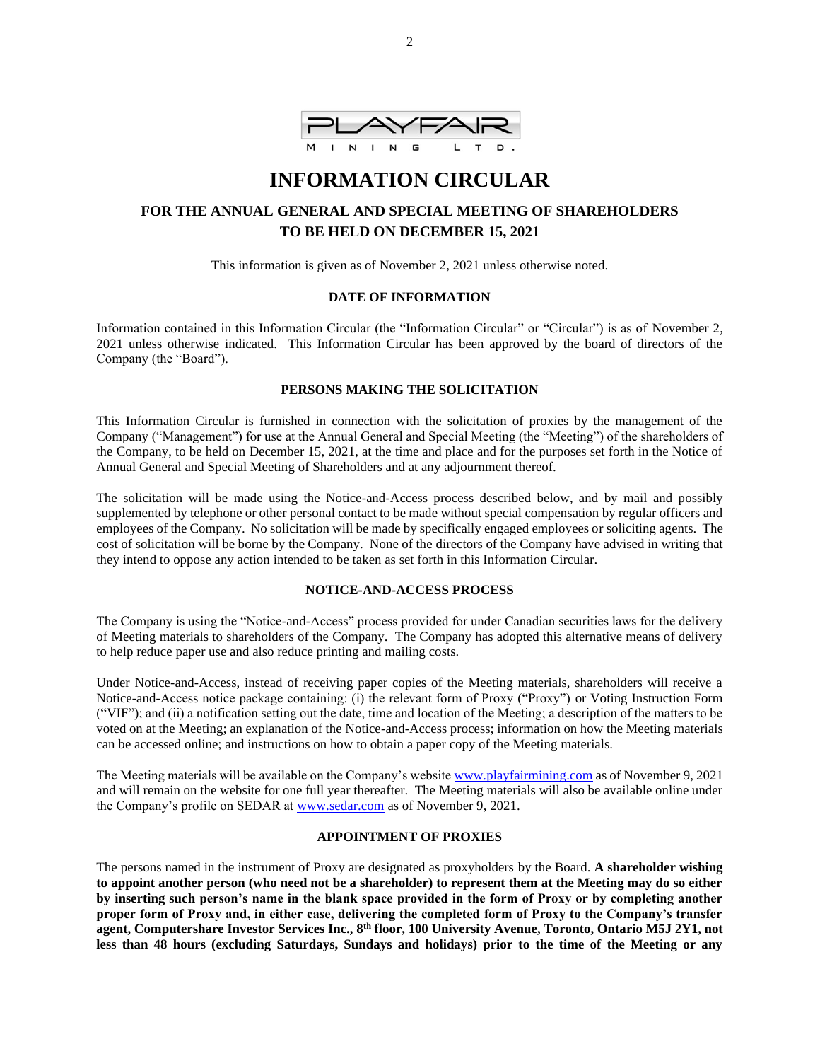# INFORMATION CIRCULAR

## FOR THE ANNUAL GENERAL AND SPECIAL MEETING OF SHAREHOLDERS TO BE HELD ON DECEMBER 15, 2021

This information is given as of November 2, 2021 unless otherwise noted.

### DATE OF INFORMATION

Information contained in this Information Circular (the "Information Circular" or "Circular") is as of November 2, 2021 unless otherwise indicated. This Information Circular has been approved by the board of directors of the Company (the "Board").

### PERSONS MAKING THE SOLICITATION

This Information Circular is furnished in connection with the solicitation of proxies by the management of the Company ("Management") for use at the Annual General and Special Meeting (the "Meeting") of the shareholders of the Company, to be held on December 15, 2021, at the time and place and for the purposes set forth in the Notice of Annual General and Special Meeting of Shareholders and at any adjournment thereof.

The solicitation will be made using the Notice-and-Access process described below, and by mail and possibly supplemented by telephone or other personal contact to be made without special compensation by regular officers and employees of the Company. No solicitation will be made by specifically engaged employees or soliciting agents. The cost of solicitation will be borne by the Company. None of the directors of the Company have advised in writing that they intend to oppose any action intended to be taken as set forth in this Information Circular.

### NOTICE-AND-ACCESS PROCESS

The Company is using the "Notice-and-Access" process provided for under Canadian securities laws for the delivery of Meeting materials to shareholders of the Company. The Company has adopted this alternative means of delivery to help reduce paper use and also reduce printing and mailing costs.

Under Notice-and-Access, instead of receiving paper copies of the Meeting materials, shareholders will receive a Notice-and-Access notice package containing: (i) the relevant form of Proxy ("Proxy") or Voting Instruction Form ("VIF"); and (ii) a notification setting out the date, time and location of the Meeting; a description of the matters to be voted on at the Meeting; an explanation of the Notice-and-Access process; information on how the Meeting materials can be accessed online; and instructions on how to obtain a paper copy of the Meeting materials.

The Meeting materials will be available on the Company's website www.playfairmining.com as of November 9, 2021 and will remain on the website for one full year thereafter. The Meeting materials will also be available online under the Company's profile on SEDAR at www.sedar.com as of November 9, 2021.

### APPOINTMENT OF PROXIES

The persons named in the instrument of Proxy are designated as proxyholders by the Board. **A shareholder wishing to appoint another person (who need not be a shareholder) to represent them at the Meeting may do so either by inserting such person's name in the blank space provided in the form of Proxy or by completing another proper form of Proxy and, in either case, delivering the completed form of Proxy to the Company's transfer agent, Computershare Investor Services Inc., 8th floor, 100 University Avenue, Toronto, Ontario M5J 2Y1, not less than 48 hours (excluding Saturdays, Sundays and holidays) prior to the time of the Meeting or any**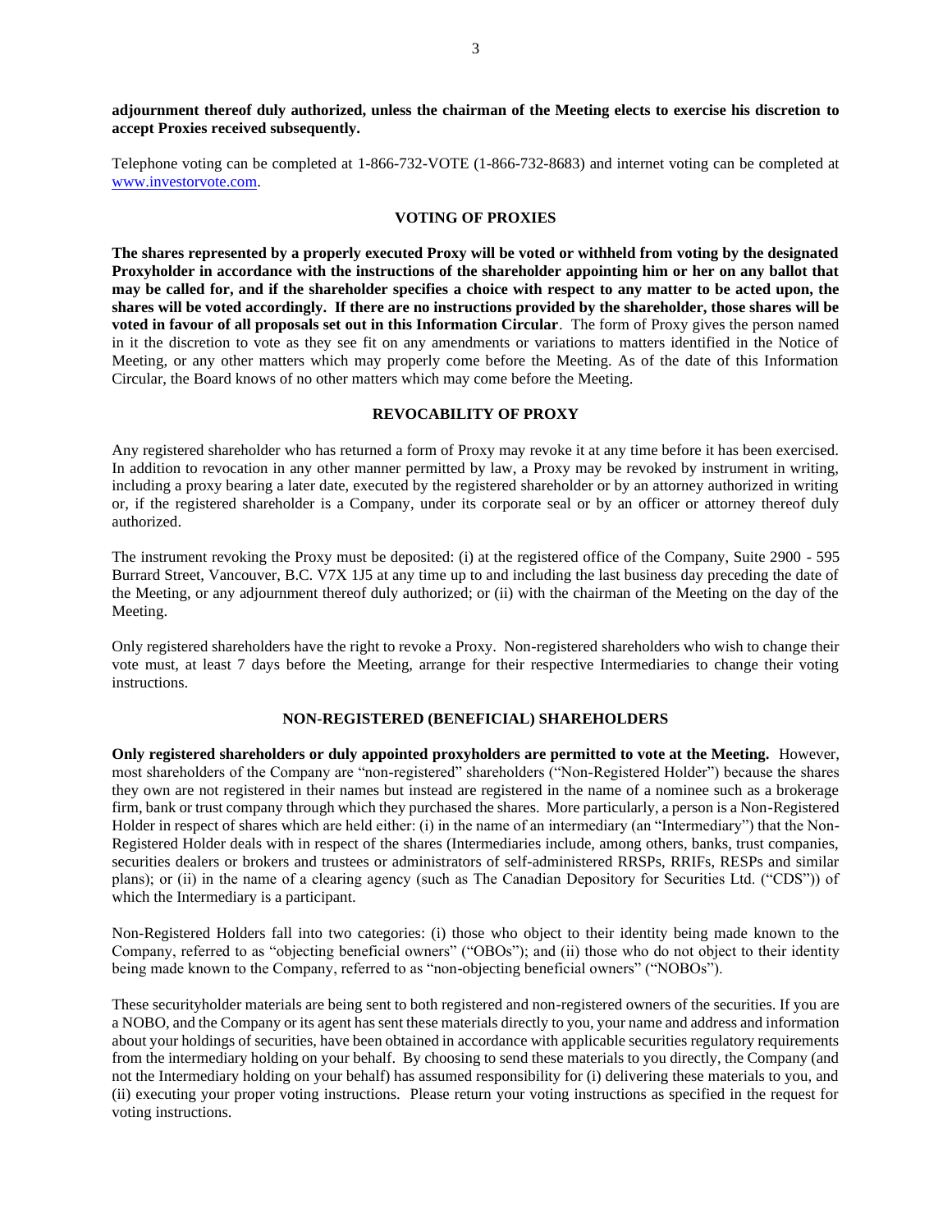**adjournment thereof duly authorized, unless the chairman of the Meeting elects to exercise his discretion to accept Proxies received subsequently.**

Telephone voting can be completed at 1-866-732-VOTE (1-866-732-8683) and internet voting can be completed at www.investorvote.com.

## VOTING OF PROXIES

**The shares represented by a properly executed Proxy will be voted or withheld from voting by the designated Proxyholder in accordance with the instructions of the shareholder appointing him or her on any ballot that may be called for, and if the shareholder specifies a choice with respect to any matter to be acted upon, the shares will be voted accordingly. If there are no instructions provided by the shareholder, those shares will be voted in favour of all proposals set out in this Information Circular**. The form of Proxy gives the person named in it the discretion to vote as they see fit on any amendments or variations to matters identified in the Notice of Meeting, or any other matters which may properly come before the Meeting. As of the date of this Information Circular, the Board knows of no other matters which may come before the Meeting.

## REVOCABILITY OF PROXY

Any registered shareholder who has returned a form of Proxy may revoke it at any time before it has been exercised. In addition to revocation in any other manner permitted by law, a Proxy may be revoked by instrument in writing, including a proxy bearing a later date, executed by the registered shareholder or by an attorney authorized in writing or, if the registered shareholder is a Company, under its corporate seal or by an officer or attorney thereof duly authorized.

The instrument revoking the Proxy must be deposited: (i) at the registered office of the Company, Suite 2900 - 595 Burrard Street, Vancouver, B.C. V7X 1J5 at any time up to and including the last business day preceding the date of the Meeting, or any adjournment thereof duly authorized; or (ii) with the chairman of the Meeting on the day of the Meeting.

Only registered shareholders have the right to revoke a Proxy. Non-registered shareholders who wish to change their vote must, at least 7 days before the Meeting, arrange for their respective Intermediaries to change their voting instructions.

## NON-REGISTERED (BENEFICIAL) SHAREHOLDERS

**Only registered shareholders or duly appointed proxyholders are permitted to vote at the Meeting.** However, most shareholders of the Company are "non-registered" shareholders ("Non-Registered Holder") because the shares they own are not registered in their names but instead are registered in the name of a nominee such as a brokerage firm, bank or trust company through which they purchased the shares. More particularly, a person is a Non-Registered Holder in respect of shares which are held either: (i) in the name of an intermediary (an "Intermediary") that the Non-Registered Holder deals with in respect of the shares (Intermediaries include, among others, banks, trust companies, securities dealers or brokers and trustees or administrators of self-administered RRSPs, RRIFs, RESPs and similar plans); or (ii) in the name of a clearing agency (such as The Canadian Depository for Securities Ltd. ("CDS")) of which the Intermediary is a participant.

Non-Registered Holders fall into two categories: (i) those who object to their identity being made known to the Company, referred to as "objecting beneficial owners" ("OBOs"); and (ii) those who do not object to their identity being made known to the Company, referred to as "non-objecting beneficial owners" ("NOBOs").

These securityholder materials are being sent to both registered and non-registered owners of the securities. If you are a NOBO, and the Company or its agent has sent these materials directly to you, your name and address and information about your holdings of securities, have been obtained in accordance with applicable securities regulatory requirements from the intermediary holding on your behalf. By choosing to send these materials to you directly, the Company (and not the Intermediary holding on your behalf) has assumed responsibility for (i) delivering these materials to you, and (ii) executing your proper voting instructions. Please return your voting instructions as specified in the request for voting instructions.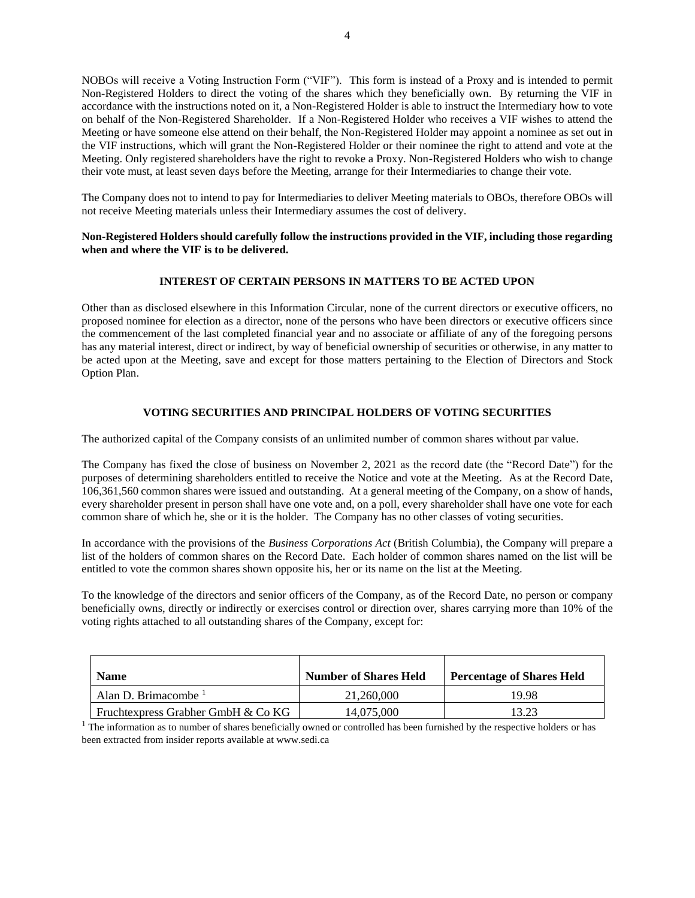NOBOs will receive a Voting Instruction Form ("VIF"). This form is instead of a Proxy and is intended to permit Non-Registered Holders to direct the voting of the shares which they beneficially own. By returning the VIF in accordance with the instructions noted on it, a Non-Registered Holder is able to instruct the Intermediary how to vote on behalf of the Non-Registered Shareholder. If a Non-Registered Holder who receives a VIF wishes to attend the Meeting or have someone else attend on their behalf, the Non-Registered Holder may appoint a nominee as set out in the VIF instructions, which will grant the Non-Registered Holder or their nominee the right to attend and vote at the Meeting. Only registered shareholders have the right to revoke a Proxy. Non-Registered Holders who wish to change their vote must, at least seven days before the Meeting, arrange for their Intermediaries to change their vote.

The Company does not to intend to pay for Intermediaries to deliver Meeting materials to OBOs, therefore OBOs will not receive Meeting materials unless their Intermediary assumes the cost of delivery.

**Non-Registered Holders should carefully follow the instructions provided in the VIF, including those regarding when and where the VIF is to be delivered.**

## INTEREST OF CERTAIN PERSONS IN MATTERS TO BE ACTED UPON

Other than as disclosed elsewhere in this Information Circular, none of the current directors or executive officers, no proposed nominee for election as a director, none of the persons who have been directors or executive officers since the commencement of the last completed financial year and no associate or affiliate of any of the foregoing persons has any material interest, direct or indirect, by way of beneficial ownership of securities or otherwise, in any matter to be acted upon at the Meeting, save and except for those matters pertaining to the Election of Directors and Stock Option Plan.

## VOTING SECURITIES AND PRINCIPAL HOLDERS OF VOTING SECURITIES

The authorized capital of the Company consists of an unlimited number of common shares without par value.

The Company has fixed the close of business on November 2, 2021 as the record date (the "Record Date") for the purposes of determining shareholders entitled to receive the Notice and vote at the Meeting. As at the Record Date, 106,361,560 common shares were issued and outstanding. At a general meeting of the Company, on a show of hands, every shareholder present in person shall have one vote and, on a poll, every shareholder shall have one vote for each common share of which he, she or it is the holder. The Company has no other classes of voting securities.

In accordance with the provisions of the *Business Corporations Act* (British Columbia), the Company will prepare a list of the holders of common shares on the Record Date. Each holder of common shares named on the list will be entitled to vote the common shares shown opposite his, her or its name on the list at the Meeting.

To the knowledge of the directors and senior officers of the Company, as of the Record Date, no person or company beneficially owns, directly or indirectly or exercises control or direction over, shares carrying more than 10% of the voting rights attached to all outstanding shares of the Company, except for:

| Name | Number of Shares Held | Percentage of Shares Held |
|---|---|---|
| Alan D. Brimacombe [1] | 21,260,000 | 19.98 |
| Fruchtexpress Grabher GmbH & Co KG | 14,075,000 | 13.23 |

[1] The information as to number of shares beneficially owned or controlled has been furnished by the respective holders or has been extracted from insider reports available at www.sedi.ca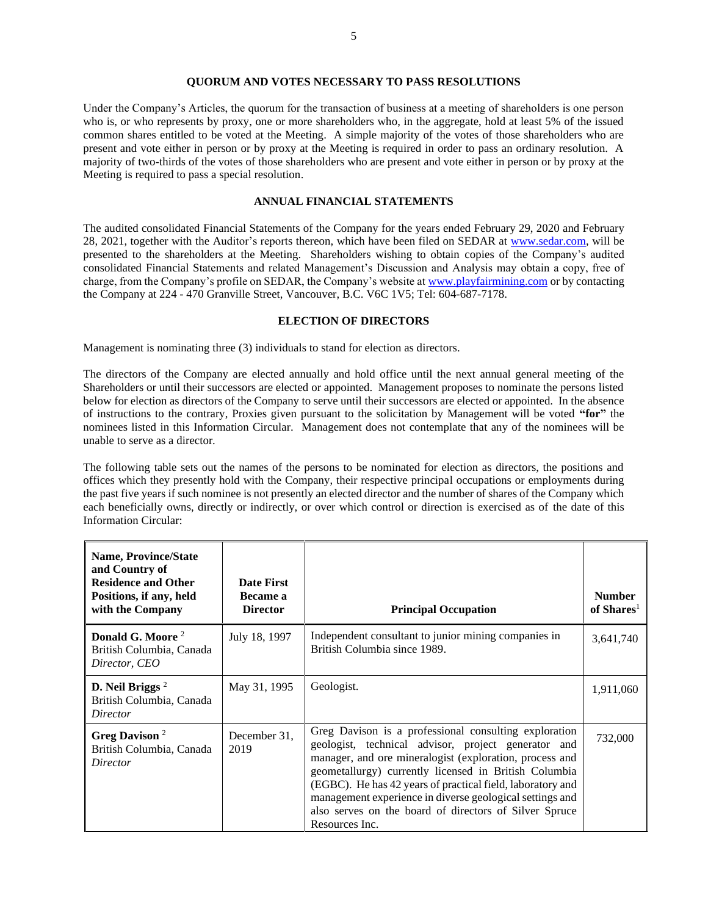## QUORUM AND VOTES NECESSARY TO PASS RESOLUTIONS

Under the Company's Articles, the quorum for the transaction of business at a meeting of shareholders is one person who is, or who represents by proxy, one or more shareholders who, in the aggregate, hold at least 5% of the issued common shares entitled to be voted at the Meeting. A simple majority of the votes of those shareholders who are present and vote either in person or by proxy at the Meeting is required in order to pass an ordinary resolution. A majority of two-thirds of the votes of those shareholders who are present and vote either in person or by proxy at the Meeting is required to pass a special resolution.

## ANNUAL FINANCIAL STATEMENTS

The audited consolidated Financial Statements of the Company for the years ended February 29, 2020 and February 28, 2021, together with the Auditor's reports thereon, which have been filed on SEDAR at www.sedar.com, will be presented to the shareholders at the Meeting. Shareholders wishing to obtain copies of the Company's audited consolidated Financial Statements and related Management's Discussion and Analysis may obtain a copy, free of charge, from the Company's profile on SEDAR, the Company's website at www.playfairmining.com or by contacting the Company at 224 - 470 Granville Street, Vancouver, B.C. V6C 1V5; Tel: 604-687-7178.

## ELECTION OF DIRECTORS

Management is nominating three (3) individuals to stand for election as directors.

The directors of the Company are elected annually and hold office until the next annual general meeting of the Shareholders or until their successors are elected or appointed. Management proposes to nominate the persons listed below for election as directors of the Company to serve until their successors are elected or appointed. In the absence of instructions to the contrary, Proxies given pursuant to the solicitation by Management will be voted **"for"** the nominees listed in this Information Circular. Management does not contemplate that any of the nominees will be unable to serve as a director.

The following table sets out the names of the persons to be nominated for election as directors, the positions and offices which they presently hold with the Company, their respective principal occupations or employments during the past five years if such nominee is not presently an elected director and the number of shares of the Company which each beneficially owns, directly or indirectly, or over which control or direction is exercised as of the date of this Information Circular:

| Name, Province/State and Country of Residence and Other Positions, if any, held with the Company | Date First Became a Director | Principal Occupation | Number of Shares[1] |
|---|---|---|---|
| **Donald G. Moore** [2]<br>British Columbia, Canada<br>*Director, CEO* | July 18, 1997 | Independent consultant to junior mining companies in British Columbia since 1989. | 3,641,740 |
| **D. Neil Briggs** [2]<br>British Columbia, Canada<br>*Director* | May 31, 1995 | Geologist. | 1,911,060 |
| **Greg Davison** [2]<br>British Columbia, Canada<br>*Director* | December 31, 2019 | Greg Davison is a professional consulting exploration geologist, technical advisor, project generator and manager, and ore mineralogist (exploration, process and geometallurgy) currently licensed in British Columbia (EGBC). He has 42 years of practical field, laboratory and management experience in diverse geological settings and also serves on the board of directors of Silver Spruce Resources Inc. | 732,000 |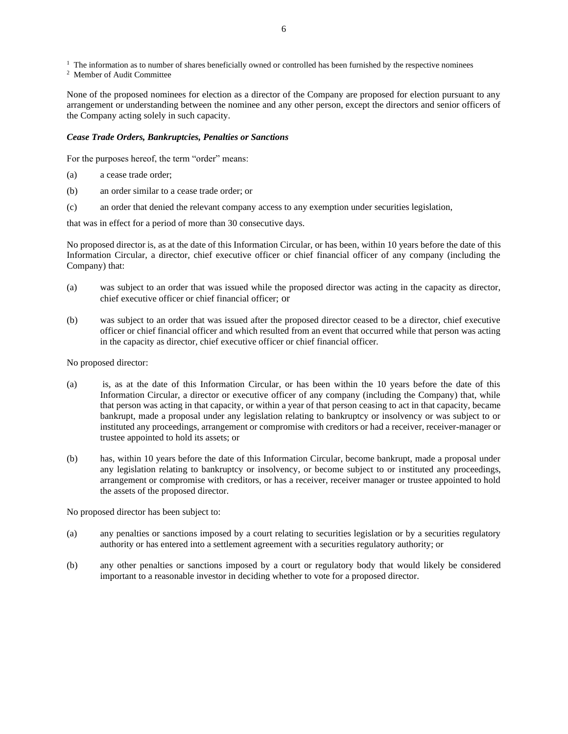[1] The information as to number of shares beneficially owned or controlled has been furnished by the respective nominees

[2] Member of Audit Committee

None of the proposed nominees for election as a director of the Company are proposed for election pursuant to any arrangement or understanding between the nominee and any other person, except the directors and senior officers of the Company acting solely in such capacity.

***Cease Trade Orders, Bankruptcies, Penalties or Sanctions***

For the purposes hereof, the term "order" means:

(a) a cease trade order;

(b) an order similar to a cease trade order; or

(c) an order that denied the relevant company access to any exemption under securities legislation,

that was in effect for a period of more than 30 consecutive days.

No proposed director is, as at the date of this Information Circular, or has been, within 10 years before the date of this Information Circular, a director, chief executive officer or chief financial officer of any company (including the Company) that:

(a) was subject to an order that was issued while the proposed director was acting in the capacity as director, chief executive officer or chief financial officer; or

(b) was subject to an order that was issued after the proposed director ceased to be a director, chief executive officer or chief financial officer and which resulted from an event that occurred while that person was acting in the capacity as director, chief executive officer or chief financial officer.

No proposed director:

(a) is, as at the date of this Information Circular, or has been within the 10 years before the date of this Information Circular, a director or executive officer of any company (including the Company) that, while that person was acting in that capacity, or within a year of that person ceasing to act in that capacity, became bankrupt, made a proposal under any legislation relating to bankruptcy or insolvency or was subject to or instituted any proceedings, arrangement or compromise with creditors or had a receiver, receiver-manager or trustee appointed to hold its assets; or

(b) has, within 10 years before the date of this Information Circular, become bankrupt, made a proposal under any legislation relating to bankruptcy or insolvency, or become subject to or instituted any proceedings, arrangement or compromise with creditors, or has a receiver, receiver manager or trustee appointed to hold the assets of the proposed director.

No proposed director has been subject to:

(a) any penalties or sanctions imposed by a court relating to securities legislation or by a securities regulatory authority or has entered into a settlement agreement with a securities regulatory authority; or

(b) any other penalties or sanctions imposed by a court or regulatory body that would likely be considered important to a reasonable investor in deciding whether to vote for a proposed director.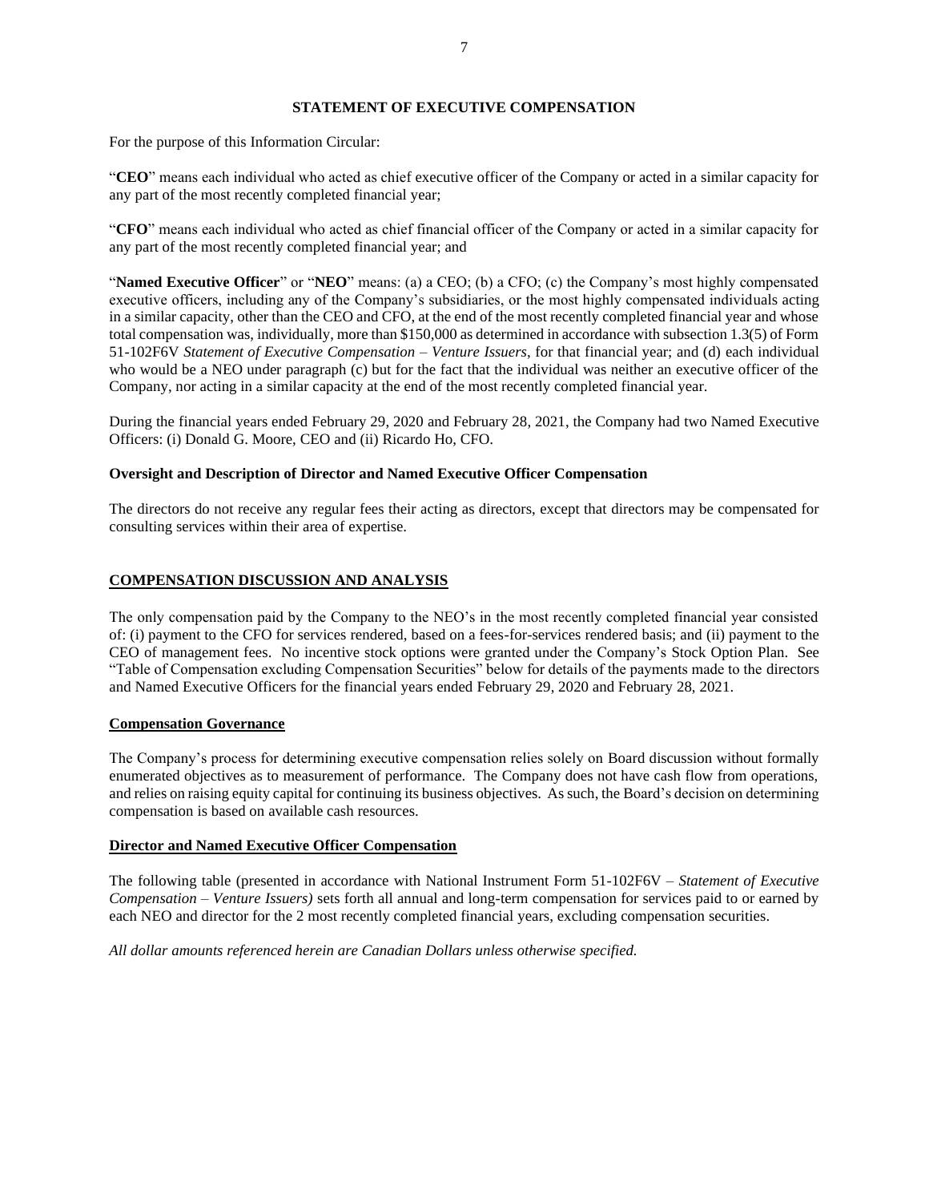# STATEMENT OF EXECUTIVE COMPENSATION

For the purpose of this Information Circular:

"**CEO**" means each individual who acted as chief executive officer of the Company or acted in a similar capacity for any part of the most recently completed financial year;

"**CFO**" means each individual who acted as chief financial officer of the Company or acted in a similar capacity for any part of the most recently completed financial year; and

"**Named Executive Officer**" or "**NEO**" means: (a) a CEO; (b) a CFO; (c) the Company's most highly compensated executive officers, including any of the Company's subsidiaries, or the most highly compensated individuals acting in a similar capacity, other than the CEO and CFO, at the end of the most recently completed financial year and whose total compensation was, individually, more than $150,000 as determined in accordance with subsection 1.3(5) of Form 51-102F6V *Statement of Executive Compensation – Venture Issuers*, for that financial year; and (d) each individual who would be a NEO under paragraph (c) but for the fact that the individual was neither an executive officer of the Company, nor acting in a similar capacity at the end of the most recently completed financial year.

During the financial years ended February 29, 2020 and February 28, 2021, the Company had two Named Executive Officers: (i) Donald G. Moore, CEO and (ii) Ricardo Ho, CFO.

### Oversight and Description of Director and Named Executive Officer Compensation

The directors do not receive any regular fees their acting as directors, except that directors may be compensated for consulting services within their area of expertise.

## COMPENSATION DISCUSSION AND ANALYSIS

The only compensation paid by the Company to the NEO's in the most recently completed financial year consisted of: (i) payment to the CFO for services rendered, based on a fees-for-services rendered basis; and (ii) payment to the CEO of management fees. No incentive stock options were granted under the Company's Stock Option Plan. See "Table of Compensation excluding Compensation Securities" below for details of the payments made to the directors and Named Executive Officers for the financial years ended February 29, 2020 and February 28, 2021.

### Compensation Governance

The Company's process for determining executive compensation relies solely on Board discussion without formally enumerated objectives as to measurement of performance. The Company does not have cash flow from operations, and relies on raising equity capital for continuing its business objectives. As such, the Board's decision on determining compensation is based on available cash resources.

### Director and Named Executive Officer Compensation

The following table (presented in accordance with National Instrument Form 51-102F6V – *Statement of Executive Compensation – Venture Issuers)* sets forth all annual and long-term compensation for services paid to or earned by each NEO and director for the 2 most recently completed financial years, excluding compensation securities.

*All dollar amounts referenced herein are Canadian Dollars unless otherwise specified.*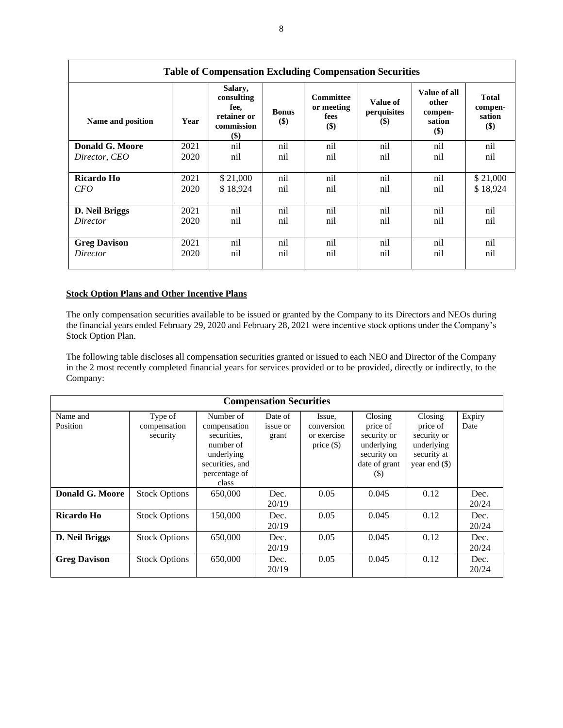| Table of Compensation Excluding Compensation Securities | | | | | | | |
|---|---|---|---|---|---|---|---|
| **Name and position** | **Year** | **Salary, consulting fee, retainer or commission ($)** | **Bonus ($)** | **Committee or meeting fees ($)** | **Value of perquisites ($)** | **Value of all other compen-sation ($)** | **Total compen-sation ($)** |
| **Donald G. Moore**<br>*Director, CEO* | 2021<br>2020 | nil<br>nil | nil<br>nil | nil<br>nil | nil<br>nil | nil<br>nil | nil<br>nil |
| **Ricardo Ho**<br>*CFO* | 2021<br>2020 | $ 21,000<br>$ 18,924 | nil<br>nil | nil<br>nil | nil<br>nil | nil<br>nil | $ 21,000<br>$ 18,924 |
| **D. Neil Briggs**<br>*Director* | 2021<br>2020 | nil<br>nil | nil<br>nil | nil<br>nil | nil<br>nil | nil<br>nil | nil<br>nil |
| **Greg Davison**<br>*Director* | 2021<br>2020 | nil<br>nil | nil<br>nil | nil<br>nil | nil<br>nil | nil<br>nil | nil<br>nil |

**Stock Option Plans and Other Incentive Plans**

The only compensation securities available to be issued or granted by the Company to its Directors and NEOs during the financial years ended February 29, 2020 and February 28, 2021 were incentive stock options under the Company's Stock Option Plan.

The following table discloses all compensation securities granted or issued to each NEO and Director of the Company in the 2 most recently completed financial years for services provided or to be provided, directly or indirectly, to the Company:

| Compensation Securities | | | | | | | |
|---|---|---|---|---|---|---|---|
| Name and Position | Type of compensation security | Number of compensation securities, number of underlying securities, and percentage of class | Date of issue or grant | Issue, conversion or exercise price ($) | Closing price of security or underlying security on date of grant ($) | Closing price of security or underlying security at year end ($) | Expiry Date |
| **Donald G. Moore** | Stock Options | 650,000 | Dec. 20/19 | 0.05 | 0.045 | 0.12 | Dec. 20/24 |
| **Ricardo Ho** | Stock Options | 150,000 | Dec. 20/19 | 0.05 | 0.045 | 0.12 | Dec. 20/24 |
| **D. Neil Briggs** | Stock Options | 650,000 | Dec. 20/19 | 0.05 | 0.045 | 0.12 | Dec. 20/24 |
| **Greg Davison** | Stock Options | 650,000 | Dec. 20/19 | 0.05 | 0.045 | 0.12 | Dec. 20/24 |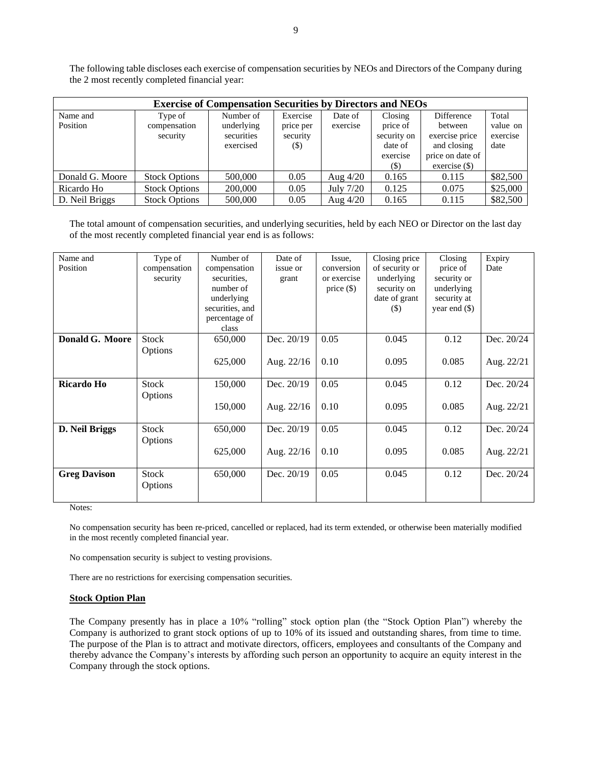The following table discloses each exercise of compensation securities by NEOs and Directors of the Company during the 2 most recently completed financial year:

| **Exercise of Compensation Securities by Directors and NEOs** | | | | | | | |
|---|---|---|---|---|---|---|---|
| Name and Position | Type of compensation security | Number of underlying securities exercised | Exercise price per security ($) | Date of exercise | Closing price of security on date of exercise ($) | Difference between exercise price and closing price on date of exercise ($) | Total value on exercise date |
| Donald G. Moore | Stock Options | 500,000 | 0.05 | Aug 4/20 | 0.165 | 0.115 | $82,500 |
| Ricardo Ho | Stock Options | 200,000 | 0.05 | July 7/20 | 0.125 | 0.075 | $25,000 |
| D. Neil Briggs | Stock Options | 500,000 | 0.05 | Aug 4/20 | 0.165 | 0.115 | $82,500 |

The total amount of compensation securities, and underlying securities, held by each NEO or Director on the last day of the most recently completed financial year end is as follows:

| Name and Position | Type of compensation security | Number of compensation securities, number of underlying securities, and percentage of class | Date of issue or grant | Issue, conversion or exercise price ($) | Closing price of security or underlying security on date of grant ($) | Closing price of security or underlying security at year end ($) | Expiry Date |
|---|---|---|---|---|---|---|---|
| **Donald G. Moore** | Stock Options | 650,000 | Dec. 20/19 | 0.05 | 0.045 | 0.12 | Dec. 20/24 |
| | | 625,000 | Aug. 22/16 | 0.10 | 0.095 | 0.085 | Aug. 22/21 |
| **Ricardo Ho** | Stock Options | 150,000 | Dec. 20/19 | 0.05 | 0.045 | 0.12 | Dec. 20/24 |
| | | 150,000 | Aug. 22/16 | 0.10 | 0.095 | 0.085 | Aug. 22/21 |
| **D. Neil Briggs** | Stock Options | 650,000 | Dec. 20/19 | 0.05 | 0.045 | 0.12 | Dec. 20/24 |
| | | 625,000 | Aug. 22/16 | 0.10 | 0.095 | 0.085 | Aug. 22/21 |
| **Greg Davison** | Stock Options | 650,000 | Dec. 20/19 | 0.05 | 0.045 | 0.12 | Dec. 20/24 |

Notes:

No compensation security has been re-priced, cancelled or replaced, had its term extended, or otherwise been materially modified in the most recently completed financial year.

No compensation security is subject to vesting provisions.

There are no restrictions for exercising compensation securities.

**Stock Option Plan**

The Company presently has in place a 10% "rolling" stock option plan (the "Stock Option Plan") whereby the Company is authorized to grant stock options of up to 10% of its issued and outstanding shares, from time to time. The purpose of the Plan is to attract and motivate directors, officers, employees and consultants of the Company and thereby advance the Company's interests by affording such person an opportunity to acquire an equity interest in the Company through the stock options.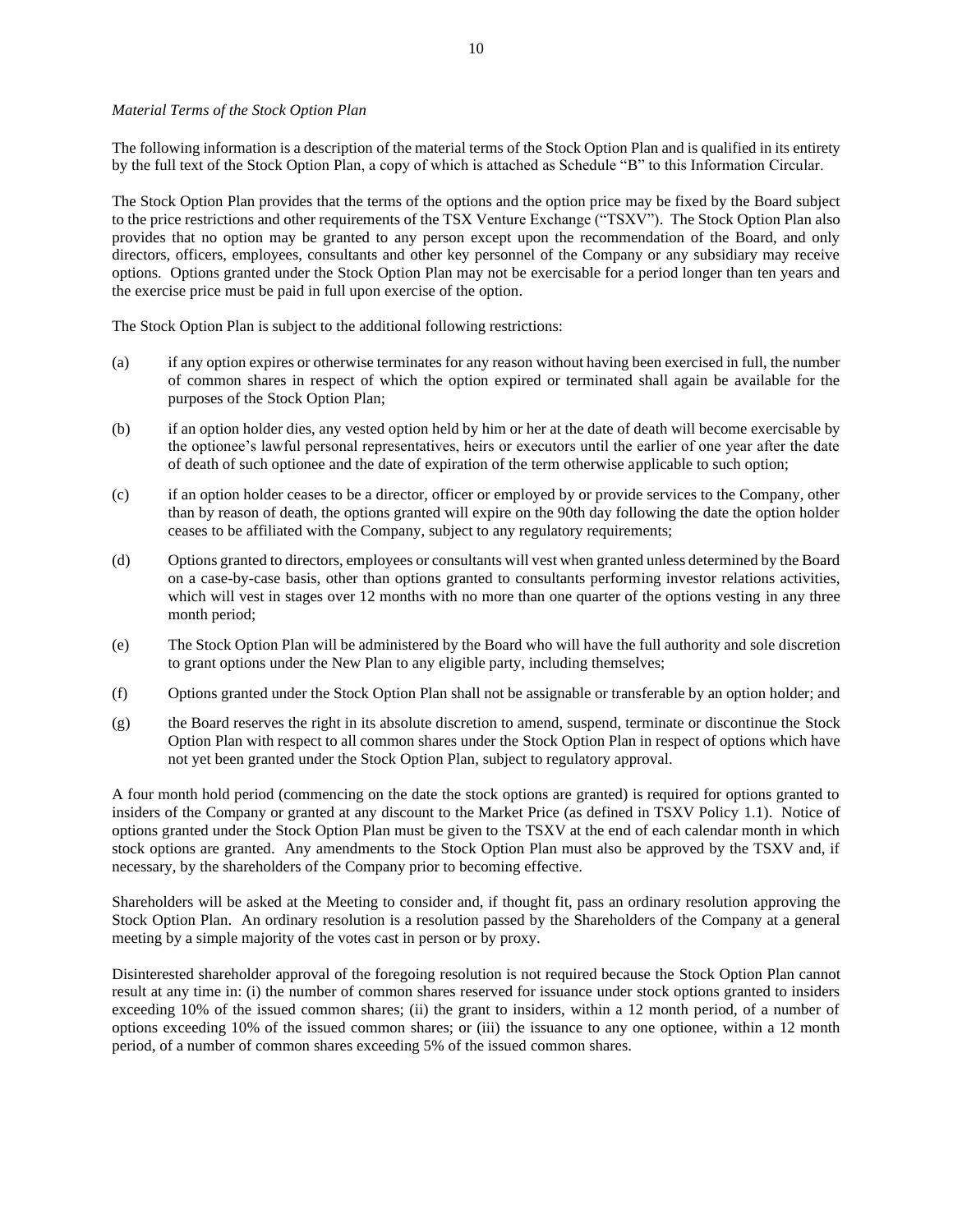*Material Terms of the Stock Option Plan*

The following information is a description of the material terms of the Stock Option Plan and is qualified in its entirety by the full text of the Stock Option Plan, a copy of which is attached as Schedule "B" to this Information Circular.

The Stock Option Plan provides that the terms of the options and the option price may be fixed by the Board subject to the price restrictions and other requirements of the TSX Venture Exchange ("TSXV"). The Stock Option Plan also provides that no option may be granted to any person except upon the recommendation of the Board, and only directors, officers, employees, consultants and other key personnel of the Company or any subsidiary may receive options. Options granted under the Stock Option Plan may not be exercisable for a period longer than ten years and the exercise price must be paid in full upon exercise of the option.

The Stock Option Plan is subject to the additional following restrictions:

(a) if any option expires or otherwise terminates for any reason without having been exercised in full, the number of common shares in respect of which the option expired or terminated shall again be available for the purposes of the Stock Option Plan;

(b) if an option holder dies, any vested option held by him or her at the date of death will become exercisable by the optionee's lawful personal representatives, heirs or executors until the earlier of one year after the date of death of such optionee and the date of expiration of the term otherwise applicable to such option;

(c) if an option holder ceases to be a director, officer or employed by or provide services to the Company, other than by reason of death, the options granted will expire on the 90th day following the date the option holder ceases to be affiliated with the Company, subject to any regulatory requirements;

(d) Options granted to directors, employees or consultants will vest when granted unless determined by the Board on a case-by-case basis, other than options granted to consultants performing investor relations activities, which will vest in stages over 12 months with no more than one quarter of the options vesting in any three month period;

(e) The Stock Option Plan will be administered by the Board who will have the full authority and sole discretion to grant options under the New Plan to any eligible party, including themselves;

(f) Options granted under the Stock Option Plan shall not be assignable or transferable by an option holder; and

(g) the Board reserves the right in its absolute discretion to amend, suspend, terminate or discontinue the Stock Option Plan with respect to all common shares under the Stock Option Plan in respect of options which have not yet been granted under the Stock Option Plan, subject to regulatory approval.

A four month hold period (commencing on the date the stock options are granted) is required for options granted to insiders of the Company or granted at any discount to the Market Price (as defined in TSXV Policy 1.1). Notice of options granted under the Stock Option Plan must be given to the TSXV at the end of each calendar month in which stock options are granted. Any amendments to the Stock Option Plan must also be approved by the TSXV and, if necessary, by the shareholders of the Company prior to becoming effective.

Shareholders will be asked at the Meeting to consider and, if thought fit, pass an ordinary resolution approving the Stock Option Plan. An ordinary resolution is a resolution passed by the Shareholders of the Company at a general meeting by a simple majority of the votes cast in person or by proxy.

Disinterested shareholder approval of the foregoing resolution is not required because the Stock Option Plan cannot result at any time in: (i) the number of common shares reserved for issuance under stock options granted to insiders exceeding 10% of the issued common shares; (ii) the grant to insiders, within a 12 month period, of a number of options exceeding 10% of the issued common shares; or (iii) the issuance to any one optionee, within a 12 month period, of a number of common shares exceeding 5% of the issued common shares.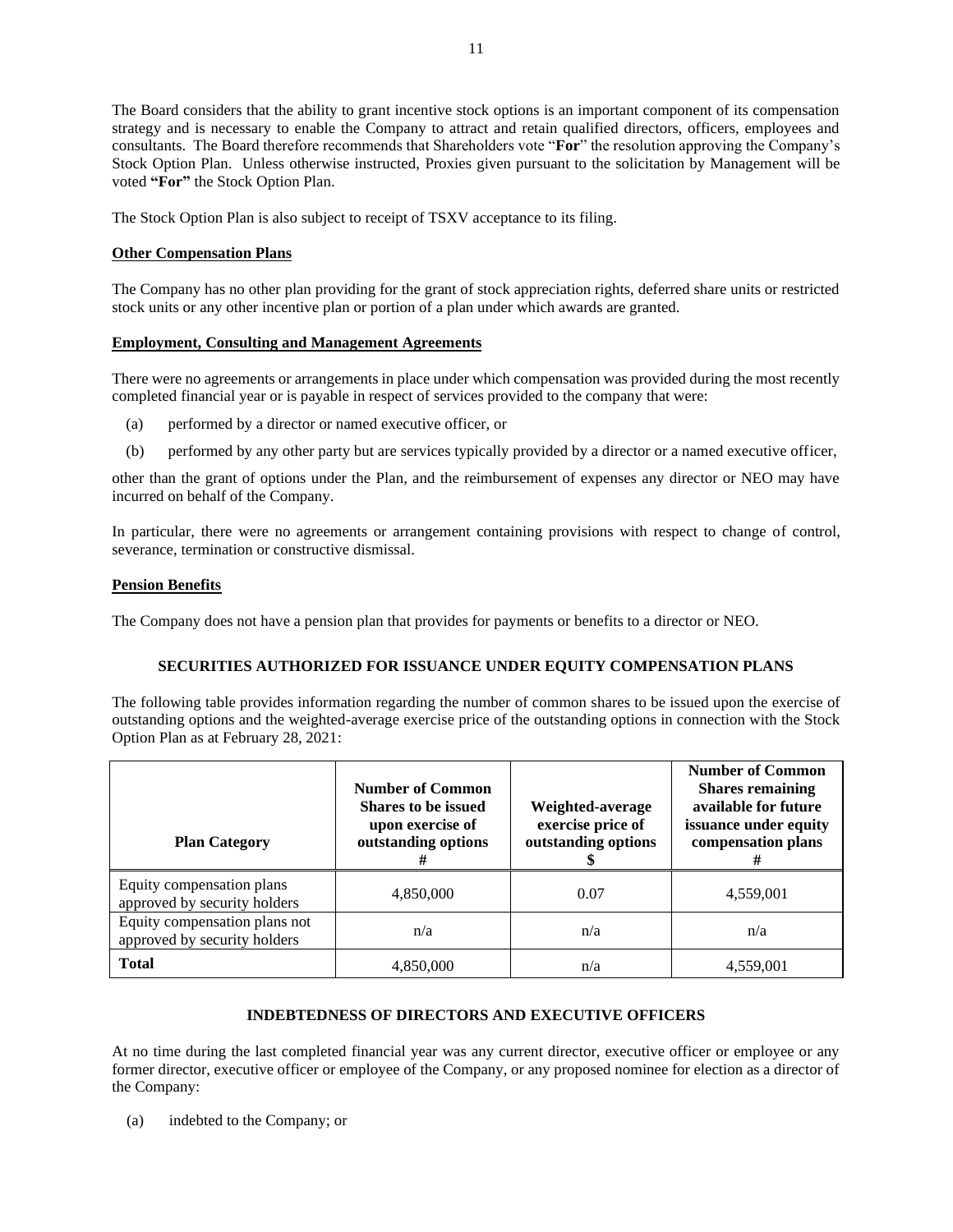The Board considers that the ability to grant incentive stock options is an important component of its compensation strategy and is necessary to enable the Company to attract and retain qualified directors, officers, employees and consultants. The Board therefore recommends that Shareholders vote "**For**" the resolution approving the Company's Stock Option Plan. Unless otherwise instructed, Proxies given pursuant to the solicitation by Management will be voted **"For"** the Stock Option Plan.

The Stock Option Plan is also subject to receipt of TSXV acceptance to its filing.

**Other Compensation Plans**

The Company has no other plan providing for the grant of stock appreciation rights, deferred share units or restricted stock units or any other incentive plan or portion of a plan under which awards are granted.

**Employment, Consulting and Management Agreements**

There were no agreements or arrangements in place under which compensation was provided during the most recently completed financial year or is payable in respect of services provided to the company that were:

(a) performed by a director or named executive officer, or

(b) performed by any other party but are services typically provided by a director or a named executive officer,

other than the grant of options under the Plan, and the reimbursement of expenses any director or NEO may have incurred on behalf of the Company.

In particular, there were no agreements or arrangement containing provisions with respect to change of control, severance, termination or constructive dismissal.

**Pension Benefits**

The Company does not have a pension plan that provides for payments or benefits to a director or NEO.

## SECURITIES AUTHORIZED FOR ISSUANCE UNDER EQUITY COMPENSATION PLANS

The following table provides information regarding the number of common shares to be issued upon the exercise of outstanding options and the weighted-average exercise price of the outstanding options in connection with the Stock Option Plan as at February 28, 2021:

| Plan Category | Number of Common Shares to be issued upon exercise of outstanding options # | Weighted-average exercise price of outstanding options $ | Number of Common Shares remaining available for future issuance under equity compensation plans # |
|---|---|---|---|
| Equity compensation plans approved by security holders | 4,850,000 | 0.07 | 4,559,001 |
| Equity compensation plans not approved by security holders | n/a | n/a | n/a |
| **Total** | 4,850,000 | n/a | 4,559,001 |

## INDEBTEDNESS OF DIRECTORS AND EXECUTIVE OFFICERS

At no time during the last completed financial year was any current director, executive officer or employee or any former director, executive officer or employee of the Company, or any proposed nominee for election as a director of the Company:

(a) indebted to the Company; or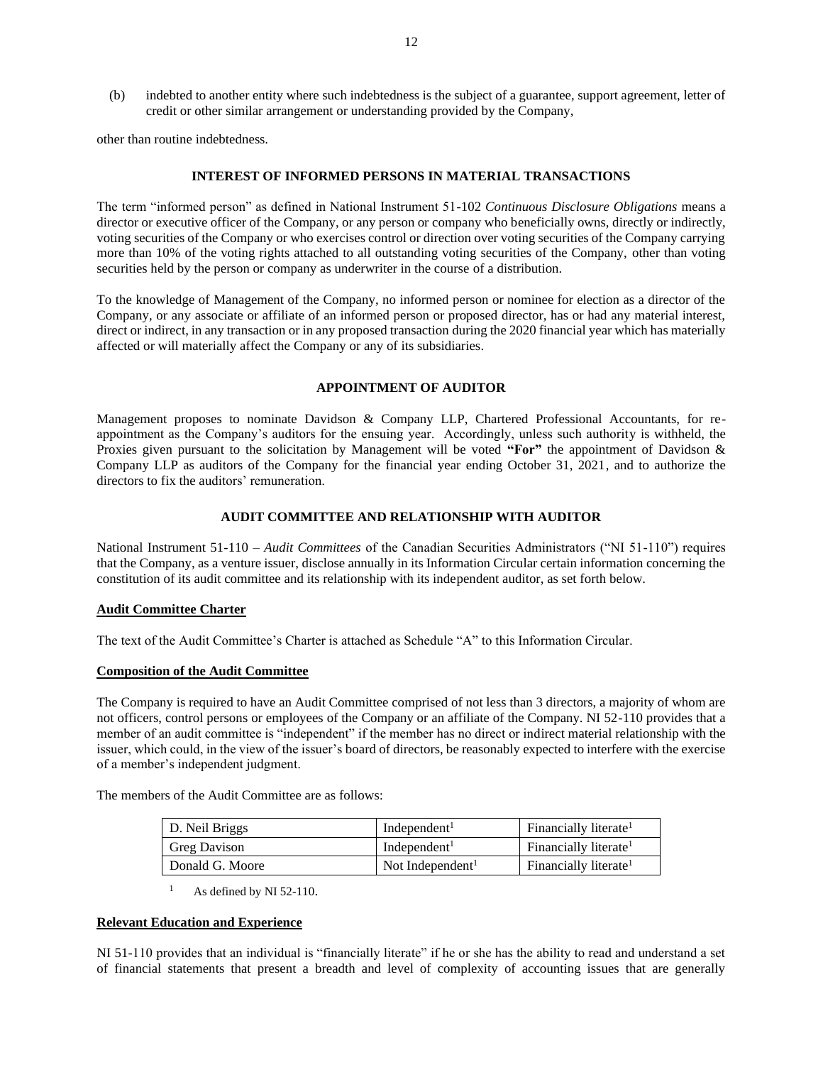(b) indebted to another entity where such indebtedness is the subject of a guarantee, support agreement, letter of credit or other similar arrangement or understanding provided by the Company,

other than routine indebtedness.

## INTEREST OF INFORMED PERSONS IN MATERIAL TRANSACTIONS

The term "informed person" as defined in National Instrument 51-102 *Continuous Disclosure Obligations* means a director or executive officer of the Company, or any person or company who beneficially owns, directly or indirectly, voting securities of the Company or who exercises control or direction over voting securities of the Company carrying more than 10% of the voting rights attached to all outstanding voting securities of the Company, other than voting securities held by the person or company as underwriter in the course of a distribution.

To the knowledge of Management of the Company, no informed person or nominee for election as a director of the Company, or any associate or affiliate of an informed person or proposed director, has or had any material interest, direct or indirect, in any transaction or in any proposed transaction during the 2020 financial year which has materially affected or will materially affect the Company or any of its subsidiaries.

## APPOINTMENT OF AUDITOR

Management proposes to nominate Davidson & Company LLP, Chartered Professional Accountants, for re-appointment as the Company's auditors for the ensuing year. Accordingly, unless such authority is withheld, the Proxies given pursuant to the solicitation by Management will be voted **"For"** the appointment of Davidson & Company LLP as auditors of the Company for the financial year ending October 31, 2021, and to authorize the directors to fix the auditors' remuneration.

## AUDIT COMMITTEE AND RELATIONSHIP WITH AUDITOR

National Instrument 51-110 – *Audit Committees* of the Canadian Securities Administrators ("NI 51-110") requires that the Company, as a venture issuer, disclose annually in its Information Circular certain information concerning the constitution of its audit committee and its relationship with its independent auditor, as set forth below.

### Audit Committee Charter

The text of the Audit Committee's Charter is attached as Schedule "A" to this Information Circular.

### Composition of the Audit Committee

The Company is required to have an Audit Committee comprised of not less than 3 directors, a majority of whom are not officers, control persons or employees of the Company or an affiliate of the Company. NI 52-110 provides that a member of an audit committee is "independent" if the member has no direct or indirect material relationship with the issuer, which could, in the view of the issuer's board of directors, be reasonably expected to interfere with the exercise of a member's independent judgment.

The members of the Audit Committee are as follows:

| | | |
|---|---|---|
| D. Neil Briggs | Independent[1] | Financially literate[1] |
| Greg Davison | Independent[1] | Financially literate[1] |
| Donald G. Moore | Not Independent[1] | Financially literate[1] |

[1] As defined by NI 52-110.

### Relevant Education and Experience

NI 51-110 provides that an individual is "financially literate" if he or she has the ability to read and understand a set of financial statements that present a breadth and level of complexity of accounting issues that are generally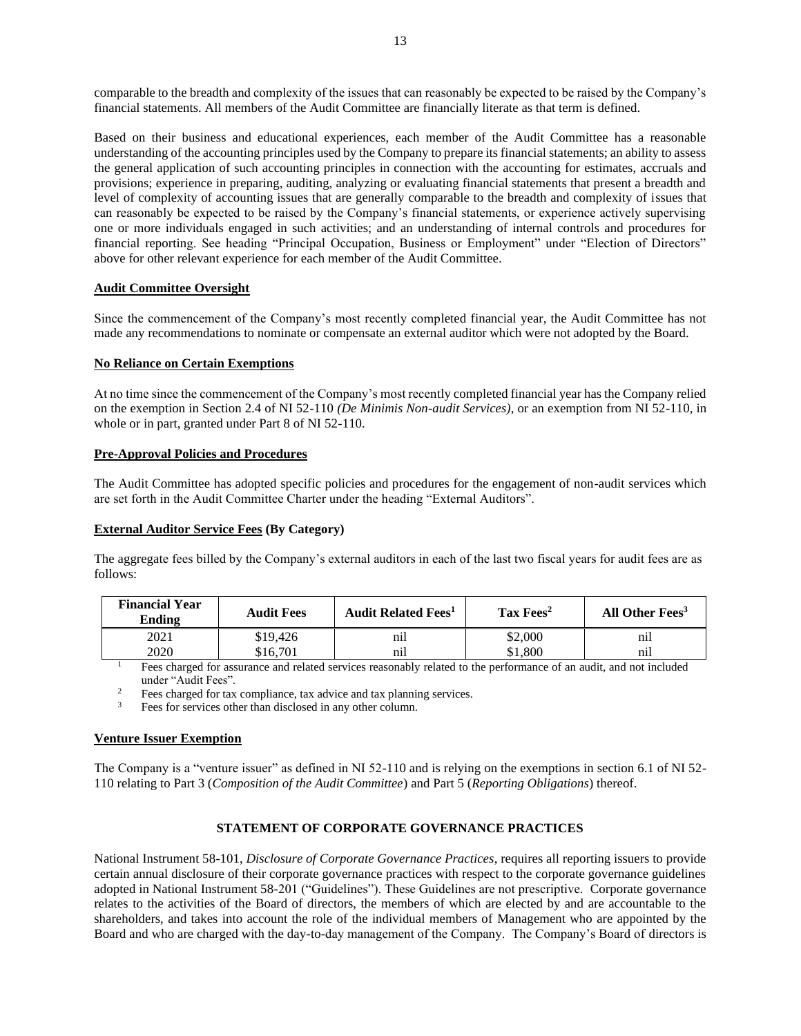comparable to the breadth and complexity of the issues that can reasonably be expected to be raised by the Company's financial statements. All members of the Audit Committee are financially literate as that term is defined.

Based on their business and educational experiences, each member of the Audit Committee has a reasonable understanding of the accounting principles used by the Company to prepare its financial statements; an ability to assess the general application of such accounting principles in connection with the accounting for estimates, accruals and provisions; experience in preparing, auditing, analyzing or evaluating financial statements that present a breadth and level of complexity of accounting issues that are generally comparable to the breadth and complexity of issues that can reasonably be expected to be raised by the Company's financial statements, or experience actively supervising one or more individuals engaged in such activities; and an understanding of internal controls and procedures for financial reporting. See heading "Principal Occupation, Business or Employment" under "Election of Directors" above for other relevant experience for each member of the Audit Committee.

**Audit Committee Oversight**

Since the commencement of the Company's most recently completed financial year, the Audit Committee has not made any recommendations to nominate or compensate an external auditor which were not adopted by the Board.

**No Reliance on Certain Exemptions**

At no time since the commencement of the Company's most recently completed financial year has the Company relied on the exemption in Section 2.4 of NI 52-110 *(De Minimis Non-audit Services)*, or an exemption from NI 52-110, in whole or in part, granted under Part 8 of NI 52-110.

**Pre-Approval Policies and Procedures**

The Audit Committee has adopted specific policies and procedures for the engagement of non-audit services which are set forth in the Audit Committee Charter under the heading "External Auditors".

**External Auditor Service Fees (By Category)**

The aggregate fees billed by the Company's external auditors in each of the last two fiscal years for audit fees are as follows:

| Financial Year Ending | Audit Fees | Audit Related Fees[1] | Tax Fees[2] | All Other Fees[3] |
|---|---|---|---|---|
| 2021 | $19,426 | nil | $2,000 | nil |
| 2020 | $16,701 | nil | $1,800 | nil |

[1] Fees charged for assurance and related services reasonably related to the performance of an audit, and not included under "Audit Fees".

[2] Fees charged for tax compliance, tax advice and tax planning services.

[3] Fees for services other than disclosed in any other column.

**Venture Issuer Exemption**

The Company is a "venture issuer" as defined in NI 52-110 and is relying on the exemptions in section 6.1 of NI 52-110 relating to Part 3 (*Composition of the Audit Committee*) and Part 5 (*Reporting Obligations*) thereof.

## STATEMENT OF CORPORATE GOVERNANCE PRACTICES

National Instrument 58-101, *Disclosure of Corporate Governance Practices*, requires all reporting issuers to provide certain annual disclosure of their corporate governance practices with respect to the corporate governance guidelines adopted in National Instrument 58-201 ("Guidelines"). These Guidelines are not prescriptive. Corporate governance relates to the activities of the Board of directors, the members of which are elected by and are accountable to the shareholders, and takes into account the role of the individual members of Management who are appointed by the Board and who are charged with the day-to-day management of the Company. The Company's Board of directors is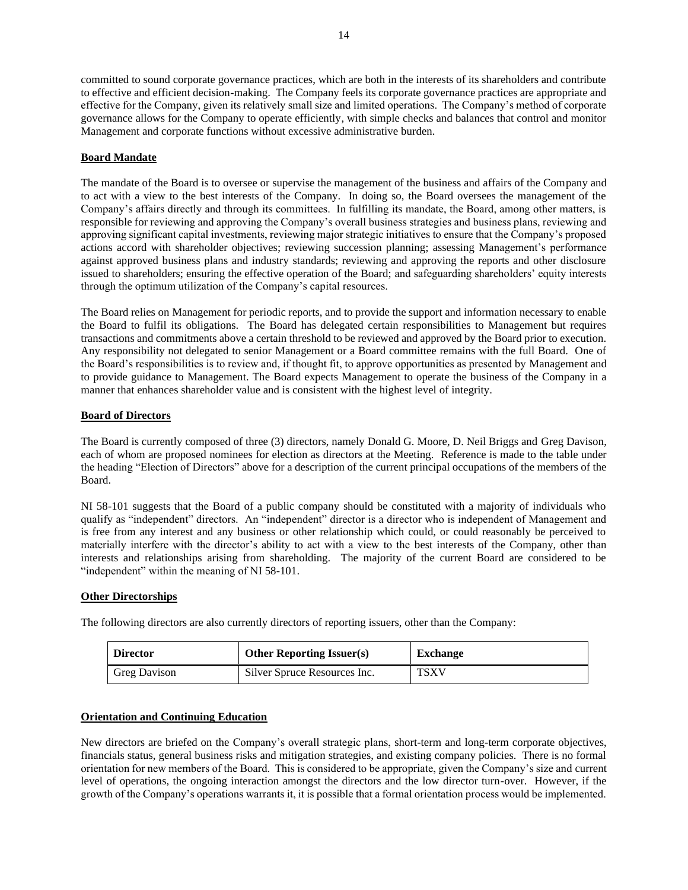committed to sound corporate governance practices, which are both in the interests of its shareholders and contribute to effective and efficient decision-making. The Company feels its corporate governance practices are appropriate and effective for the Company, given its relatively small size and limited operations. The Company's method of corporate governance allows for the Company to operate efficiently, with simple checks and balances that control and monitor Management and corporate functions without excessive administrative burden.

**Board Mandate**

The mandate of the Board is to oversee or supervise the management of the business and affairs of the Company and to act with a view to the best interests of the Company. In doing so, the Board oversees the management of the Company's affairs directly and through its committees. In fulfilling its mandate, the Board, among other matters, is responsible for reviewing and approving the Company's overall business strategies and business plans, reviewing and approving significant capital investments, reviewing major strategic initiatives to ensure that the Company's proposed actions accord with shareholder objectives; reviewing succession planning; assessing Management's performance against approved business plans and industry standards; reviewing and approving the reports and other disclosure issued to shareholders; ensuring the effective operation of the Board; and safeguarding shareholders' equity interests through the optimum utilization of the Company's capital resources.

The Board relies on Management for periodic reports, and to provide the support and information necessary to enable the Board to fulfil its obligations. The Board has delegated certain responsibilities to Management but requires transactions and commitments above a certain threshold to be reviewed and approved by the Board prior to execution. Any responsibility not delegated to senior Management or a Board committee remains with the full Board. One of the Board's responsibilities is to review and, if thought fit, to approve opportunities as presented by Management and to provide guidance to Management. The Board expects Management to operate the business of the Company in a manner that enhances shareholder value and is consistent with the highest level of integrity.

**Board of Directors**

The Board is currently composed of three (3) directors, namely Donald G. Moore, D. Neil Briggs and Greg Davison, each of whom are proposed nominees for election as directors at the Meeting. Reference is made to the table under the heading "Election of Directors" above for a description of the current principal occupations of the members of the Board.

NI 58-101 suggests that the Board of a public company should be constituted with a majority of individuals who qualify as "independent" directors. An "independent" director is a director who is independent of Management and is free from any interest and any business or other relationship which could, or could reasonably be perceived to materially interfere with the director's ability to act with a view to the best interests of the Company, other than interests and relationships arising from shareholding. The majority of the current Board are considered to be "independent" within the meaning of NI 58-101.

**Other Directorships**

The following directors are also currently directors of reporting issuers, other than the Company:

| Director | Other Reporting Issuer(s) | Exchange |
|---|---|---|
| Greg Davison | Silver Spruce Resources Inc. | TSXV |

**Orientation and Continuing Education**

New directors are briefed on the Company's overall strategic plans, short-term and long-term corporate objectives, financials status, general business risks and mitigation strategies, and existing company policies. There is no formal orientation for new members of the Board. This is considered to be appropriate, given the Company's size and current level of operations, the ongoing interaction amongst the directors and the low director turn-over. However, if the growth of the Company's operations warrants it, it is possible that a formal orientation process would be implemented.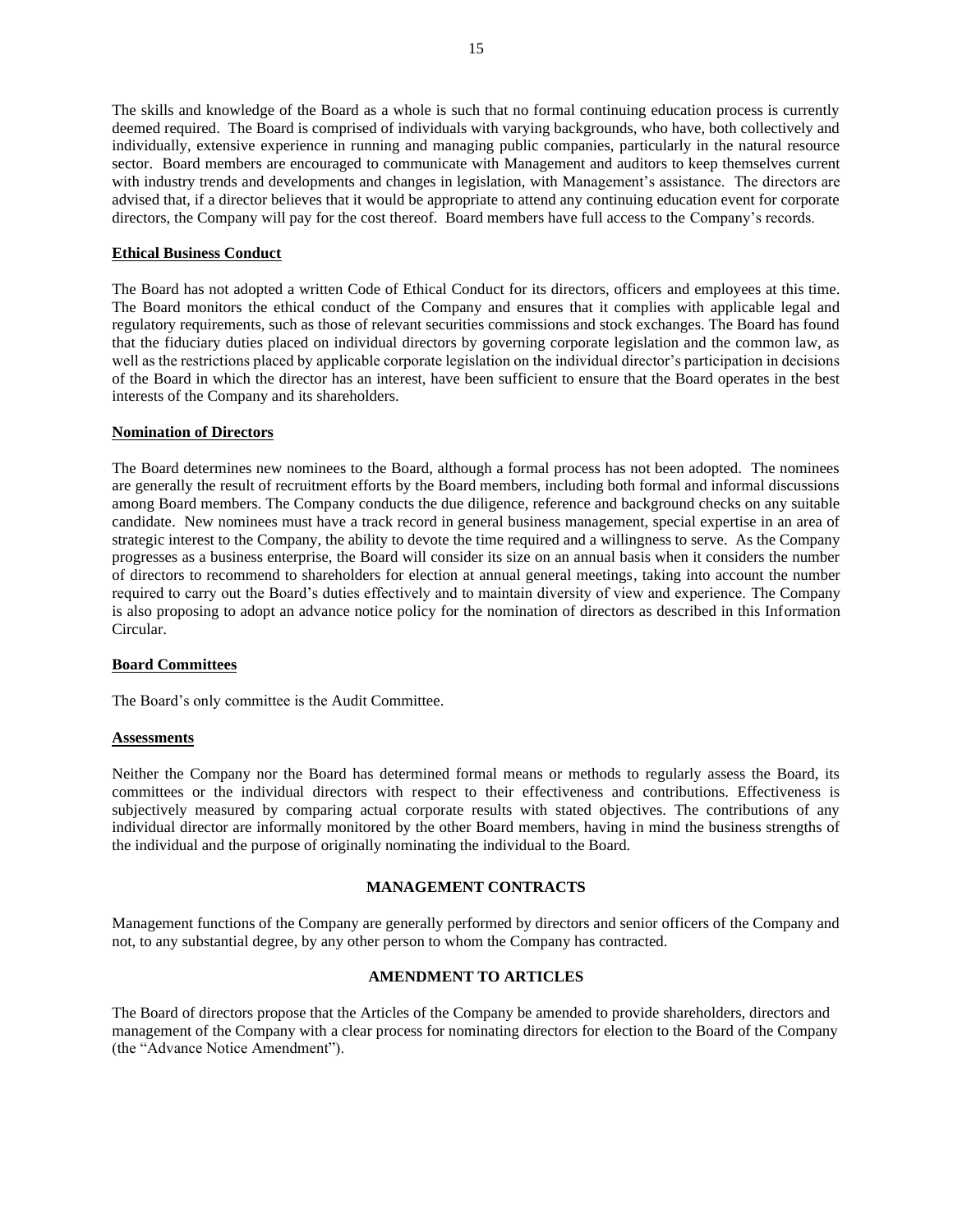The skills and knowledge of the Board as a whole is such that no formal continuing education process is currently deemed required. The Board is comprised of individuals with varying backgrounds, who have, both collectively and individually, extensive experience in running and managing public companies, particularly in the natural resource sector. Board members are encouraged to communicate with Management and auditors to keep themselves current with industry trends and developments and changes in legislation, with Management's assistance. The directors are advised that, if a director believes that it would be appropriate to attend any continuing education event for corporate directors, the Company will pay for the cost thereof. Board members have full access to the Company's records.

**Ethical Business Conduct**

The Board has not adopted a written Code of Ethical Conduct for its directors, officers and employees at this time. The Board monitors the ethical conduct of the Company and ensures that it complies with applicable legal and regulatory requirements, such as those of relevant securities commissions and stock exchanges. The Board has found that the fiduciary duties placed on individual directors by governing corporate legislation and the common law, as well as the restrictions placed by applicable corporate legislation on the individual director's participation in decisions of the Board in which the director has an interest, have been sufficient to ensure that the Board operates in the best interests of the Company and its shareholders.

**Nomination of Directors**

The Board determines new nominees to the Board, although a formal process has not been adopted. The nominees are generally the result of recruitment efforts by the Board members, including both formal and informal discussions among Board members. The Company conducts the due diligence, reference and background checks on any suitable candidate. New nominees must have a track record in general business management, special expertise in an area of strategic interest to the Company, the ability to devote the time required and a willingness to serve. As the Company progresses as a business enterprise, the Board will consider its size on an annual basis when it considers the number of directors to recommend to shareholders for election at annual general meetings, taking into account the number required to carry out the Board's duties effectively and to maintain diversity of view and experience. The Company is also proposing to adopt an advance notice policy for the nomination of directors as described in this Information Circular.

**Board Committees**

The Board's only committee is the Audit Committee.

**Assessments**

Neither the Company nor the Board has determined formal means or methods to regularly assess the Board, its committees or the individual directors with respect to their effectiveness and contributions. Effectiveness is subjectively measured by comparing actual corporate results with stated objectives. The contributions of any individual director are informally monitored by the other Board members, having in mind the business strengths of the individual and the purpose of originally nominating the individual to the Board.

## MANAGEMENT CONTRACTS

Management functions of the Company are generally performed by directors and senior officers of the Company and not, to any substantial degree, by any other person to whom the Company has contracted.

## AMENDMENT TO ARTICLES

The Board of directors propose that the Articles of the Company be amended to provide shareholders, directors and management of the Company with a clear process for nominating directors for election to the Board of the Company (the "Advance Notice Amendment").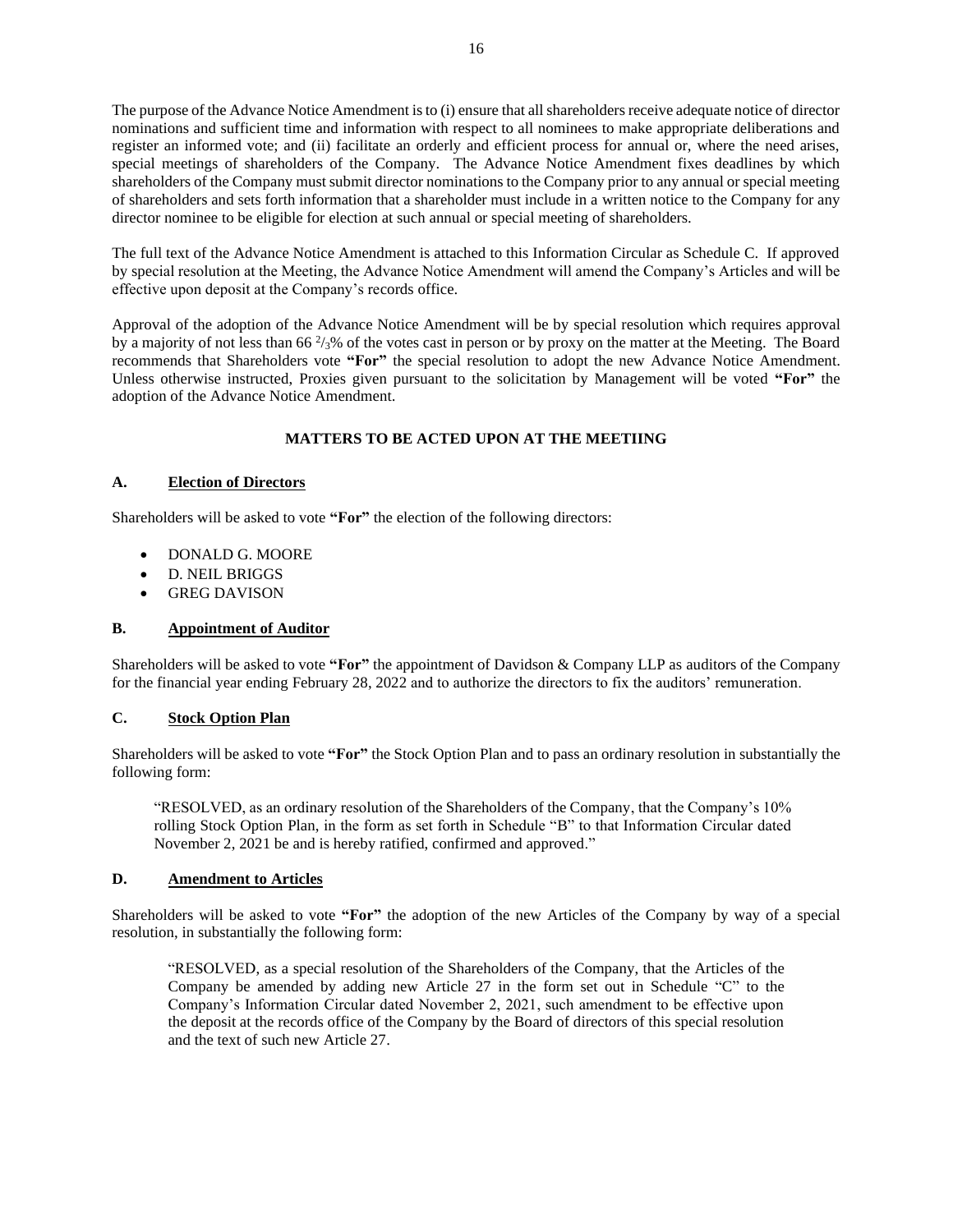The purpose of the Advance Notice Amendment is to (i) ensure that all shareholders receive adequate notice of director nominations and sufficient time and information with respect to all nominees to make appropriate deliberations and register an informed vote; and (ii) facilitate an orderly and efficient process for annual or, where the need arises, special meetings of shareholders of the Company. The Advance Notice Amendment fixes deadlines by which shareholders of the Company must submit director nominations to the Company prior to any annual or special meeting of shareholders and sets forth information that a shareholder must include in a written notice to the Company for any director nominee to be eligible for election at such annual or special meeting of shareholders.

The full text of the Advance Notice Amendment is attached to this Information Circular as Schedule C. If approved by special resolution at the Meeting, the Advance Notice Amendment will amend the Company's Articles and will be effective upon deposit at the Company's records office.

Approval of the adoption of the Advance Notice Amendment will be by special resolution which requires approval by a majority of not less than 66 $^{2}/_{3}$% of the votes cast in person or by proxy on the matter at the Meeting. The Board recommends that Shareholders vote **"For"** the special resolution to adopt the new Advance Notice Amendment. Unless otherwise instructed, Proxies given pursuant to the solicitation by Management will be voted **"For"** the adoption of the Advance Notice Amendment.

## MATTERS TO BE ACTED UPON AT THE MEETIING

### A. Election of Directors

Shareholders will be asked to vote **"For"** the election of the following directors:

- DONALD G. MOORE
- D. NEIL BRIGGS
- GREG DAVISON

### B. Appointment of Auditor

Shareholders will be asked to vote **"For"** the appointment of Davidson & Company LLP as auditors of the Company for the financial year ending February 28, 2022 and to authorize the directors to fix the auditors' remuneration.

### C. Stock Option Plan

Shareholders will be asked to vote **"For"** the Stock Option Plan and to pass an ordinary resolution in substantially the following form:

> "RESOLVED, as an ordinary resolution of the Shareholders of the Company, that the Company's 10% rolling Stock Option Plan, in the form as set forth in Schedule "B" to that Information Circular dated November 2, 2021 be and is hereby ratified, confirmed and approved."

### D. Amendment to Articles

Shareholders will be asked to vote **"For"** the adoption of the new Articles of the Company by way of a special resolution, in substantially the following form:

> "RESOLVED, as a special resolution of the Shareholders of the Company, that the Articles of the Company be amended by adding new Article 27 in the form set out in Schedule "C" to the Company's Information Circular dated November 2, 2021, such amendment to be effective upon the deposit at the records office of the Company by the Board of directors of this special resolution and the text of such new Article 27.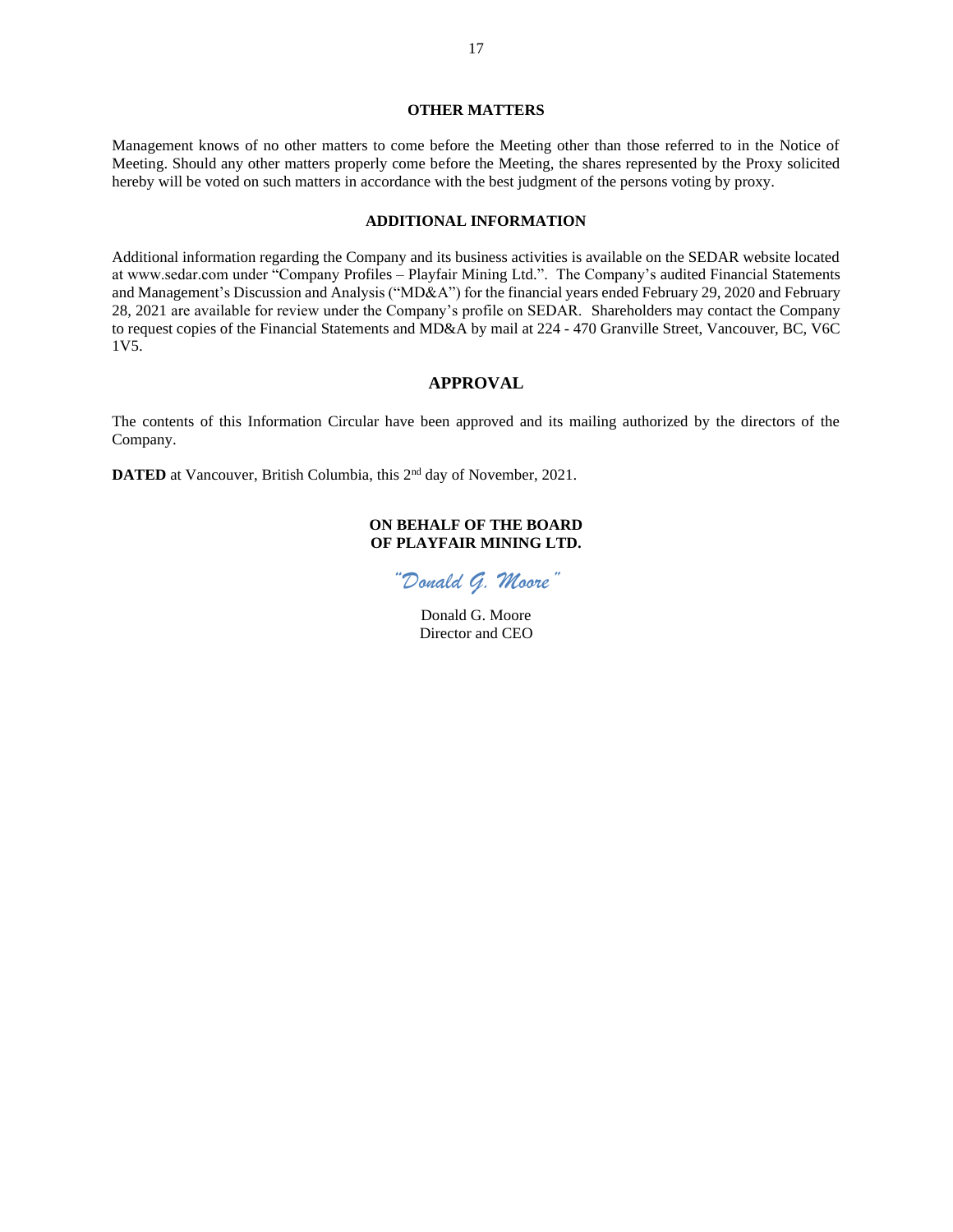## OTHER MATTERS

Management knows of no other matters to come before the Meeting other than those referred to in the Notice of Meeting. Should any other matters properly come before the Meeting, the shares represented by the Proxy solicited hereby will be voted on such matters in accordance with the best judgment of the persons voting by proxy.

## ADDITIONAL INFORMATION

Additional information regarding the Company and its business activities is available on the SEDAR website located at www.sedar.com under "Company Profiles – Playfair Mining Ltd.". The Company's audited Financial Statements and Management's Discussion and Analysis ("MD&A") for the financial years ended February 29, 2020 and February 28, 2021 are available for review under the Company's profile on SEDAR. Shareholders may contact the Company to request copies of the Financial Statements and MD&A by mail at 224 - 470 Granville Street, Vancouver, BC, V6C 1V5.

## APPROVAL

The contents of this Information Circular have been approved and its mailing authorized by the directors of the Company.

**DATED** at Vancouver, British Columbia, this 2nd day of November, 2021.

**ON BEHALF OF THE BOARD**
**OF PLAYFAIR MINING LTD.**

*"Donald G. Moore"*

Donald G. Moore
Director and CEO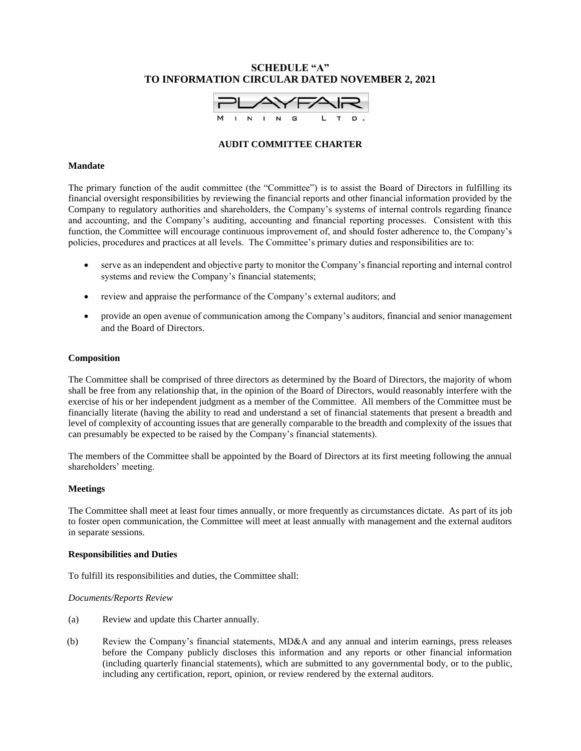# SCHEDULE "A"
# TO INFORMATION CIRCULAR DATED NOVEMBER 2, 2021

PLAYFAIR MINING LTD.

## AUDIT COMMITTEE CHARTER

**Mandate**

The primary function of the audit committee (the "Committee") is to assist the Board of Directors in fulfilling its financial oversight responsibilities by reviewing the financial reports and other financial information provided by the Company to regulatory authorities and shareholders, the Company's systems of internal controls regarding finance and accounting, and the Company's auditing, accounting and financial reporting processes. Consistent with this function, the Committee will encourage continuous improvement of, and should foster adherence to, the Company's policies, procedures and practices at all levels. The Committee's primary duties and responsibilities are to:

- serve as an independent and objective party to monitor the Company's financial reporting and internal control systems and review the Company's financial statements;
- review and appraise the performance of the Company's external auditors; and
- provide an open avenue of communication among the Company's auditors, financial and senior management and the Board of Directors.

**Composition**

The Committee shall be comprised of three directors as determined by the Board of Directors, the majority of whom shall be free from any relationship that, in the opinion of the Board of Directors, would reasonably interfere with the exercise of his or her independent judgment as a member of the Committee. All members of the Committee must be financially literate (having the ability to read and understand a set of financial statements that present a breadth and level of complexity of accounting issues that are generally comparable to the breadth and complexity of the issues that can presumably be expected to be raised by the Company's financial statements).

The members of the Committee shall be appointed by the Board of Directors at its first meeting following the annual shareholders' meeting.

**Meetings**

The Committee shall meet at least four times annually, or more frequently as circumstances dictate. As part of its job to foster open communication, the Committee will meet at least annually with management and the external auditors in separate sessions.

**Responsibilities and Duties**

To fulfill its responsibilities and duties, the Committee shall:

*Documents/Reports Review*

(a) Review and update this Charter annually.

(b) Review the Company's financial statements, MD&A and any annual and interim earnings, press releases before the Company publicly discloses this information and any reports or other financial information (including quarterly financial statements), which are submitted to any governmental body, or to the public, including any certification, report, opinion, or review rendered by the external auditors.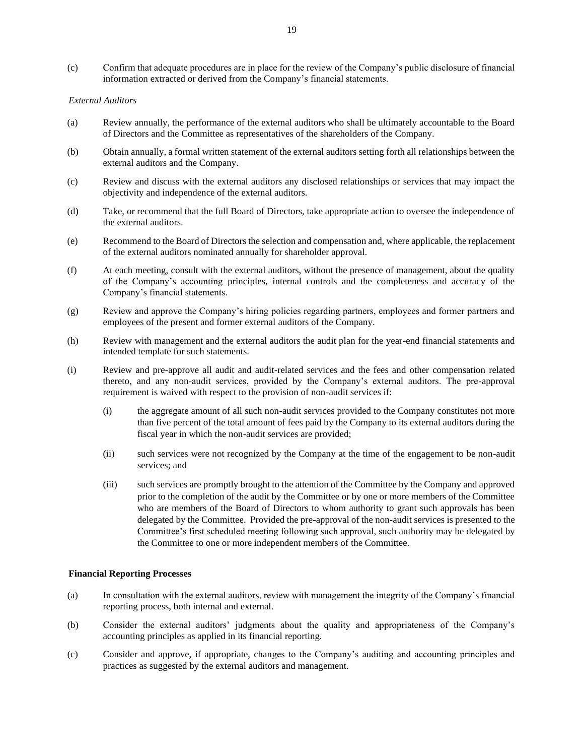(c) Confirm that adequate procedures are in place for the review of the Company's public disclosure of financial information extracted or derived from the Company's financial statements.

*External Auditors*

(a) Review annually, the performance of the external auditors who shall be ultimately accountable to the Board of Directors and the Committee as representatives of the shareholders of the Company.

(b) Obtain annually, a formal written statement of the external auditors setting forth all relationships between the external auditors and the Company.

(c) Review and discuss with the external auditors any disclosed relationships or services that may impact the objectivity and independence of the external auditors.

(d) Take, or recommend that the full Board of Directors, take appropriate action to oversee the independence of the external auditors.

(e) Recommend to the Board of Directors the selection and compensation and, where applicable, the replacement of the external auditors nominated annually for shareholder approval.

(f) At each meeting, consult with the external auditors, without the presence of management, about the quality of the Company's accounting principles, internal controls and the completeness and accuracy of the Company's financial statements.

(g) Review and approve the Company's hiring policies regarding partners, employees and former partners and employees of the present and former external auditors of the Company.

(h) Review with management and the external auditors the audit plan for the year-end financial statements and intended template for such statements.

(i) Review and pre-approve all audit and audit-related services and the fees and other compensation related thereto, and any non-audit services, provided by the Company's external auditors. The pre-approval requirement is waived with respect to the provision of non-audit services if:

    (i) the aggregate amount of all such non-audit services provided to the Company constitutes not more than five percent of the total amount of fees paid by the Company to its external auditors during the fiscal year in which the non-audit services are provided;

    (ii) such services were not recognized by the Company at the time of the engagement to be non-audit services; and

    (iii) such services are promptly brought to the attention of the Committee by the Company and approved prior to the completion of the audit by the Committee or by one or more members of the Committee who are members of the Board of Directors to whom authority to grant such approvals has been delegated by the Committee. Provided the pre-approval of the non-audit services is presented to the Committee's first scheduled meeting following such approval, such authority may be delegated by the Committee to one or more independent members of the Committee.

**Financial Reporting Processes**

(a) In consultation with the external auditors, review with management the integrity of the Company's financial reporting process, both internal and external.

(b) Consider the external auditors' judgments about the quality and appropriateness of the Company's accounting principles as applied in its financial reporting.

(c) Consider and approve, if appropriate, changes to the Company's auditing and accounting principles and practices as suggested by the external auditors and management.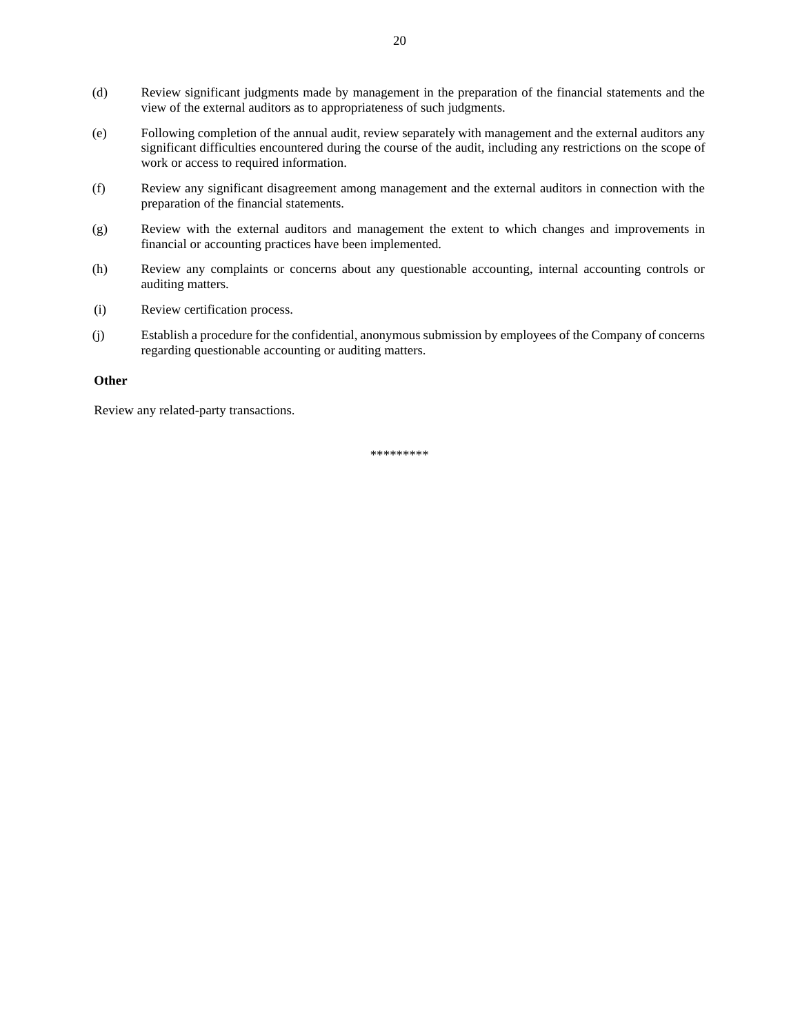(d) Review significant judgments made by management in the preparation of the financial statements and the view of the external auditors as to appropriateness of such judgments.

(e) Following completion of the annual audit, review separately with management and the external auditors any significant difficulties encountered during the course of the audit, including any restrictions on the scope of work or access to required information.

(f) Review any significant disagreement among management and the external auditors in connection with the preparation of the financial statements.

(g) Review with the external auditors and management the extent to which changes and improvements in financial or accounting practices have been implemented.

(h) Review any complaints or concerns about any questionable accounting, internal accounting controls or auditing matters.

(i) Review certification process.

(j) Establish a procedure for the confidential, anonymous submission by employees of the Company of concerns regarding questionable accounting or auditing matters.

**Other**

Review any related-party transactions.

*********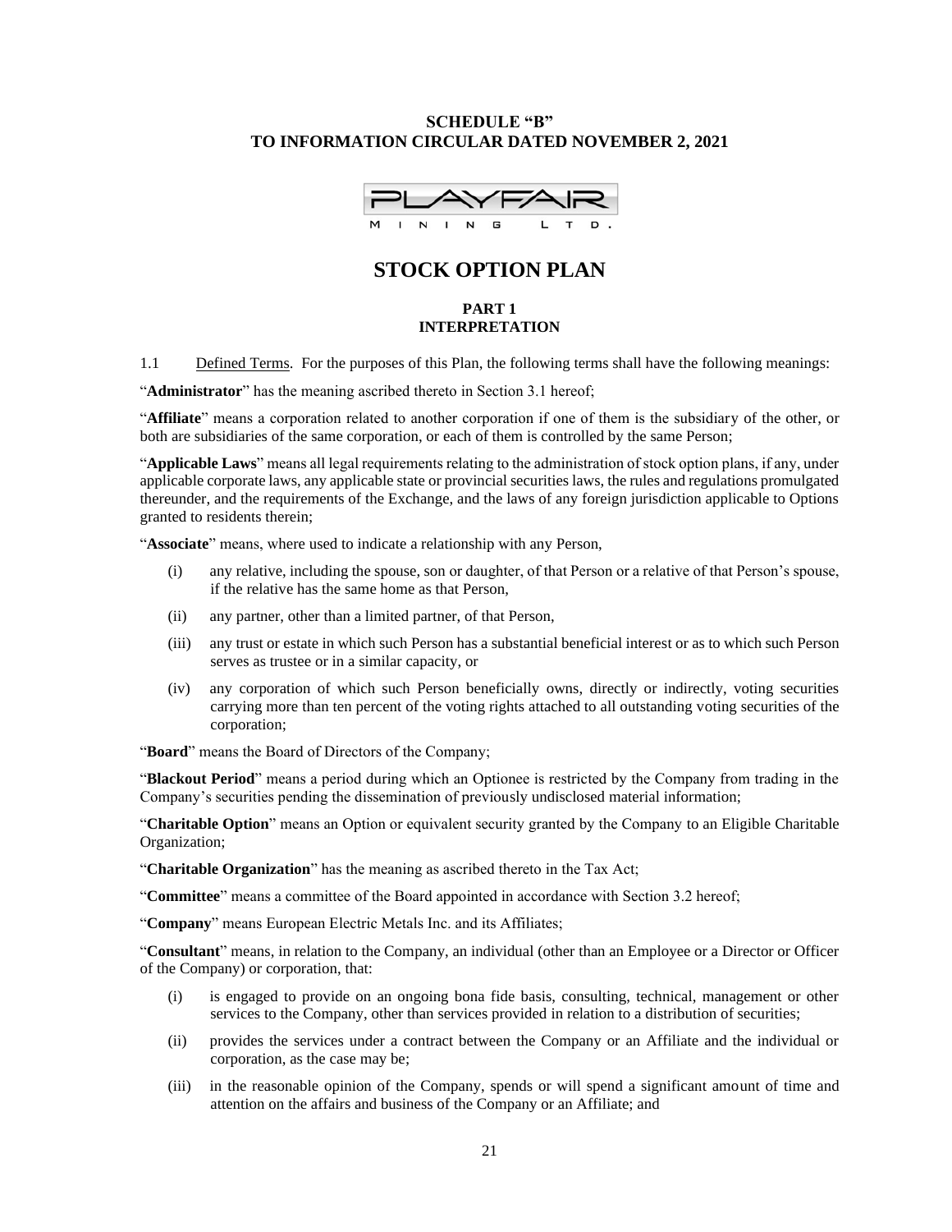**SCHEDULE "B"**
**TO INFORMATION CIRCULAR DATED NOVEMBER 2, 2021**

# STOCK OPTION PLAN

## PART 1
## INTERPRETATION

1.1 Defined Terms. For the purposes of this Plan, the following terms shall have the following meanings:

"**Administrator**" has the meaning ascribed thereto in Section 3.1 hereof;

"**Affiliate**" means a corporation related to another corporation if one of them is the subsidiary of the other, or both are subsidiaries of the same corporation, or each of them is controlled by the same Person;

"**Applicable Laws**" means all legal requirements relating to the administration of stock option plans, if any, under applicable corporate laws, any applicable state or provincial securities laws, the rules and regulations promulgated thereunder, and the requirements of the Exchange, and the laws of any foreign jurisdiction applicable to Options granted to residents therein;

"**Associate**" means, where used to indicate a relationship with any Person,

(i) any relative, including the spouse, son or daughter, of that Person or a relative of that Person's spouse, if the relative has the same home as that Person,

(ii) any partner, other than a limited partner, of that Person,

(iii) any trust or estate in which such Person has a substantial beneficial interest or as to which such Person serves as trustee or in a similar capacity, or

(iv) any corporation of which such Person beneficially owns, directly or indirectly, voting securities carrying more than ten percent of the voting rights attached to all outstanding voting securities of the corporation;

"**Board**" means the Board of Directors of the Company;

"**Blackout Period**" means a period during which an Optionee is restricted by the Company from trading in the Company's securities pending the dissemination of previously undisclosed material information;

"**Charitable Option**" means an Option or equivalent security granted by the Company to an Eligible Charitable Organization;

"**Charitable Organization**" has the meaning as ascribed thereto in the Tax Act;

"**Committee**" means a committee of the Board appointed in accordance with Section 3.2 hereof;

"**Company**" means European Electric Metals Inc. and its Affiliates;

"**Consultant**" means, in relation to the Company, an individual (other than an Employee or a Director or Officer of the Company) or corporation, that:

(i) is engaged to provide on an ongoing bona fide basis, consulting, technical, management or other services to the Company, other than services provided in relation to a distribution of securities;

(ii) provides the services under a contract between the Company or an Affiliate and the individual or corporation, as the case may be;

(iii) in the reasonable opinion of the Company, spends or will spend a significant amount of time and attention on the affairs and business of the Company or an Affiliate; and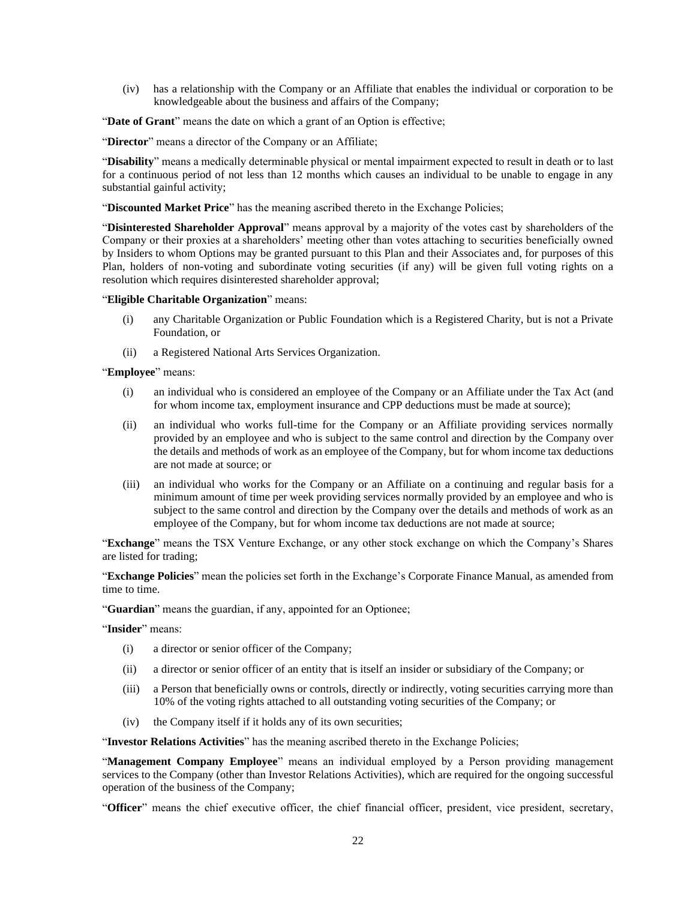(iv) has a relationship with the Company or an Affiliate that enables the individual or corporation to be knowledgeable about the business and affairs of the Company;

"**Date of Grant**" means the date on which a grant of an Option is effective;

"**Director**" means a director of the Company or an Affiliate;

"**Disability**" means a medically determinable physical or mental impairment expected to result in death or to last for a continuous period of not less than 12 months which causes an individual to be unable to engage in any substantial gainful activity;

"**Discounted Market Price**" has the meaning ascribed thereto in the Exchange Policies;

"**Disinterested Shareholder Approval**" means approval by a majority of the votes cast by shareholders of the Company or their proxies at a shareholders' meeting other than votes attaching to securities beneficially owned by Insiders to whom Options may be granted pursuant to this Plan and their Associates and, for purposes of this Plan, holders of non-voting and subordinate voting securities (if any) will be given full voting rights on a resolution which requires disinterested shareholder approval;

"**Eligible Charitable Organization**" means:

(i) any Charitable Organization or Public Foundation which is a Registered Charity, but is not a Private Foundation, or

(ii) a Registered National Arts Services Organization.

"**Employee**" means:

(i) an individual who is considered an employee of the Company or an Affiliate under the Tax Act (and for whom income tax, employment insurance and CPP deductions must be made at source);

(ii) an individual who works full-time for the Company or an Affiliate providing services normally provided by an employee and who is subject to the same control and direction by the Company over the details and methods of work as an employee of the Company, but for whom income tax deductions are not made at source; or

(iii) an individual who works for the Company or an Affiliate on a continuing and regular basis for a minimum amount of time per week providing services normally provided by an employee and who is subject to the same control and direction by the Company over the details and methods of work as an employee of the Company, but for whom income tax deductions are not made at source;

"**Exchange**" means the TSX Venture Exchange, or any other stock exchange on which the Company's Shares are listed for trading;

"**Exchange Policies**" mean the policies set forth in the Exchange's Corporate Finance Manual, as amended from time to time.

"**Guardian**" means the guardian, if any, appointed for an Optionee;

"**Insider**" means:

(i) a director or senior officer of the Company;

(ii) a director or senior officer of an entity that is itself an insider or subsidiary of the Company; or

(iii) a Person that beneficially owns or controls, directly or indirectly, voting securities carrying more than 10% of the voting rights attached to all outstanding voting securities of the Company; or

(iv) the Company itself if it holds any of its own securities;

"**Investor Relations Activities**" has the meaning ascribed thereto in the Exchange Policies;

"**Management Company Employee**" means an individual employed by a Person providing management services to the Company (other than Investor Relations Activities), which are required for the ongoing successful operation of the business of the Company;

"**Officer**" means the chief executive officer, the chief financial officer, president, vice president, secretary,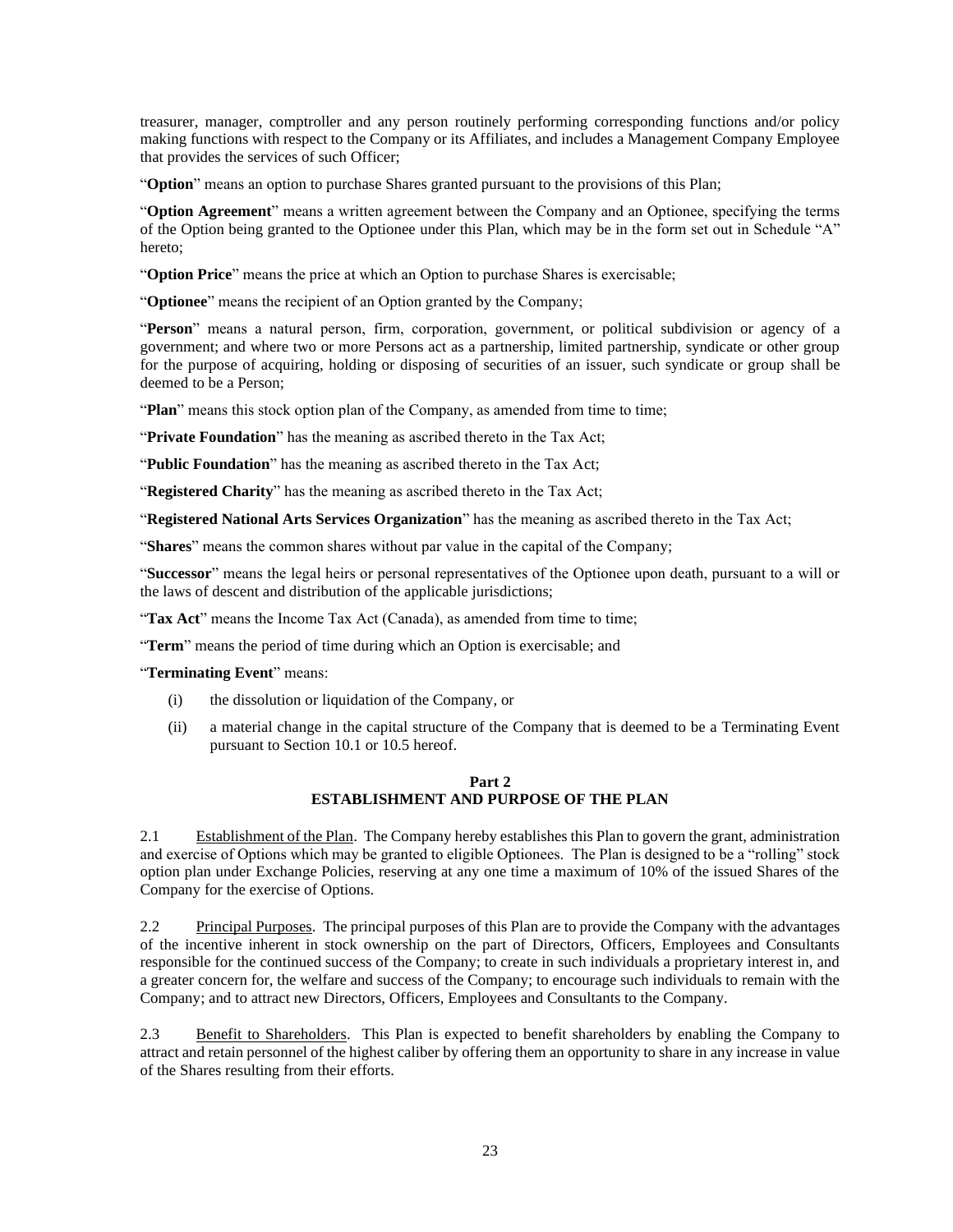treasurer, manager, comptroller and any person routinely performing corresponding functions and/or policy making functions with respect to the Company or its Affiliates, and includes a Management Company Employee that provides the services of such Officer;

"**Option**" means an option to purchase Shares granted pursuant to the provisions of this Plan;

"**Option Agreement**" means a written agreement between the Company and an Optionee, specifying the terms of the Option being granted to the Optionee under this Plan, which may be in the form set out in Schedule "A" hereto;

"**Option Price**" means the price at which an Option to purchase Shares is exercisable;

"**Optionee**" means the recipient of an Option granted by the Company;

"**Person**" means a natural person, firm, corporation, government, or political subdivision or agency of a government; and where two or more Persons act as a partnership, limited partnership, syndicate or other group for the purpose of acquiring, holding or disposing of securities of an issuer, such syndicate or group shall be deemed to be a Person;

"**Plan**" means this stock option plan of the Company, as amended from time to time;

"**Private Foundation**" has the meaning as ascribed thereto in the Tax Act;

"**Public Foundation**" has the meaning as ascribed thereto in the Tax Act;

"**Registered Charity**" has the meaning as ascribed thereto in the Tax Act;

"**Registered National Arts Services Organization**" has the meaning as ascribed thereto in the Tax Act;

"**Shares**" means the common shares without par value in the capital of the Company;

"**Successor**" means the legal heirs or personal representatives of the Optionee upon death, pursuant to a will or the laws of descent and distribution of the applicable jurisdictions;

"**Tax Act**" means the Income Tax Act (Canada), as amended from time to time;

"**Term**" means the period of time during which an Option is exercisable; and

"**Terminating Event**" means:

(i) the dissolution or liquidation of the Company, or

(ii) a material change in the capital structure of the Company that is deemed to be a Terminating Event pursuant to Section 10.1 or 10.5 hereof.

## Part 2
## ESTABLISHMENT AND PURPOSE OF THE PLAN

2.1 Establishment of the Plan. The Company hereby establishes this Plan to govern the grant, administration and exercise of Options which may be granted to eligible Optionees. The Plan is designed to be a "rolling" stock option plan under Exchange Policies, reserving at any one time a maximum of 10% of the issued Shares of the Company for the exercise of Options.

2.2 Principal Purposes. The principal purposes of this Plan are to provide the Company with the advantages of the incentive inherent in stock ownership on the part of Directors, Officers, Employees and Consultants responsible for the continued success of the Company; to create in such individuals a proprietary interest in, and a greater concern for, the welfare and success of the Company; to encourage such individuals to remain with the Company; and to attract new Directors, Officers, Employees and Consultants to the Company.

2.3 Benefit to Shareholders. This Plan is expected to benefit shareholders by enabling the Company to attract and retain personnel of the highest caliber by offering them an opportunity to share in any increase in value of the Shares resulting from their efforts.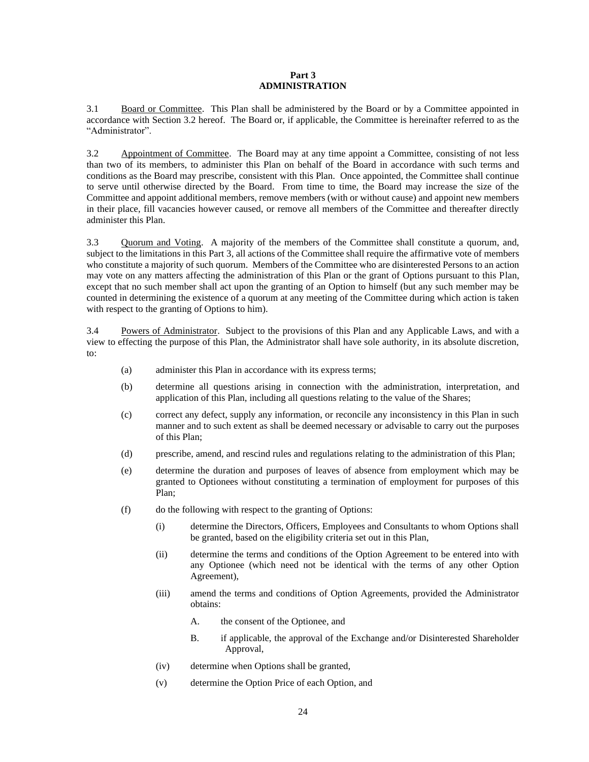## Part 3
## ADMINISTRATION

3.1 Board or Committee. This Plan shall be administered by the Board or by a Committee appointed in accordance with Section 3.2 hereof. The Board or, if applicable, the Committee is hereinafter referred to as the "Administrator".

3.2 Appointment of Committee. The Board may at any time appoint a Committee, consisting of not less than two of its members, to administer this Plan on behalf of the Board in accordance with such terms and conditions as the Board may prescribe, consistent with this Plan. Once appointed, the Committee shall continue to serve until otherwise directed by the Board. From time to time, the Board may increase the size of the Committee and appoint additional members, remove members (with or without cause) and appoint new members in their place, fill vacancies however caused, or remove all members of the Committee and thereafter directly administer this Plan.

3.3 Quorum and Voting. A majority of the members of the Committee shall constitute a quorum, and, subject to the limitations in this Part 3, all actions of the Committee shall require the affirmative vote of members who constitute a majority of such quorum. Members of the Committee who are disinterested Persons to an action may vote on any matters affecting the administration of this Plan or the grant of Options pursuant to this Plan, except that no such member shall act upon the granting of an Option to himself (but any such member may be counted in determining the existence of a quorum at any meeting of the Committee during which action is taken with respect to the granting of Options to him).

3.4 Powers of Administrator. Subject to the provisions of this Plan and any Applicable Laws, and with a view to effecting the purpose of this Plan, the Administrator shall have sole authority, in its absolute discretion, to:

(a) administer this Plan in accordance with its express terms;

(b) determine all questions arising in connection with the administration, interpretation, and application of this Plan, including all questions relating to the value of the Shares;

(c) correct any defect, supply any information, or reconcile any inconsistency in this Plan in such manner and to such extent as shall be deemed necessary or advisable to carry out the purposes of this Plan;

(d) prescribe, amend, and rescind rules and regulations relating to the administration of this Plan;

(e) determine the duration and purposes of leaves of absence from employment which may be granted to Optionees without constituting a termination of employment for purposes of this Plan;

(f) do the following with respect to the granting of Options:

   (i) determine the Directors, Officers, Employees and Consultants to whom Options shall be granted, based on the eligibility criteria set out in this Plan,

   (ii) determine the terms and conditions of the Option Agreement to be entered into with any Optionee (which need not be identical with the terms of any other Option Agreement),

   (iii) amend the terms and conditions of Option Agreements, provided the Administrator obtains:

      A. the consent of the Optionee, and

      B. if applicable, the approval of the Exchange and/or Disinterested Shareholder Approval,

   (iv) determine when Options shall be granted,

   (v) determine the Option Price of each Option, and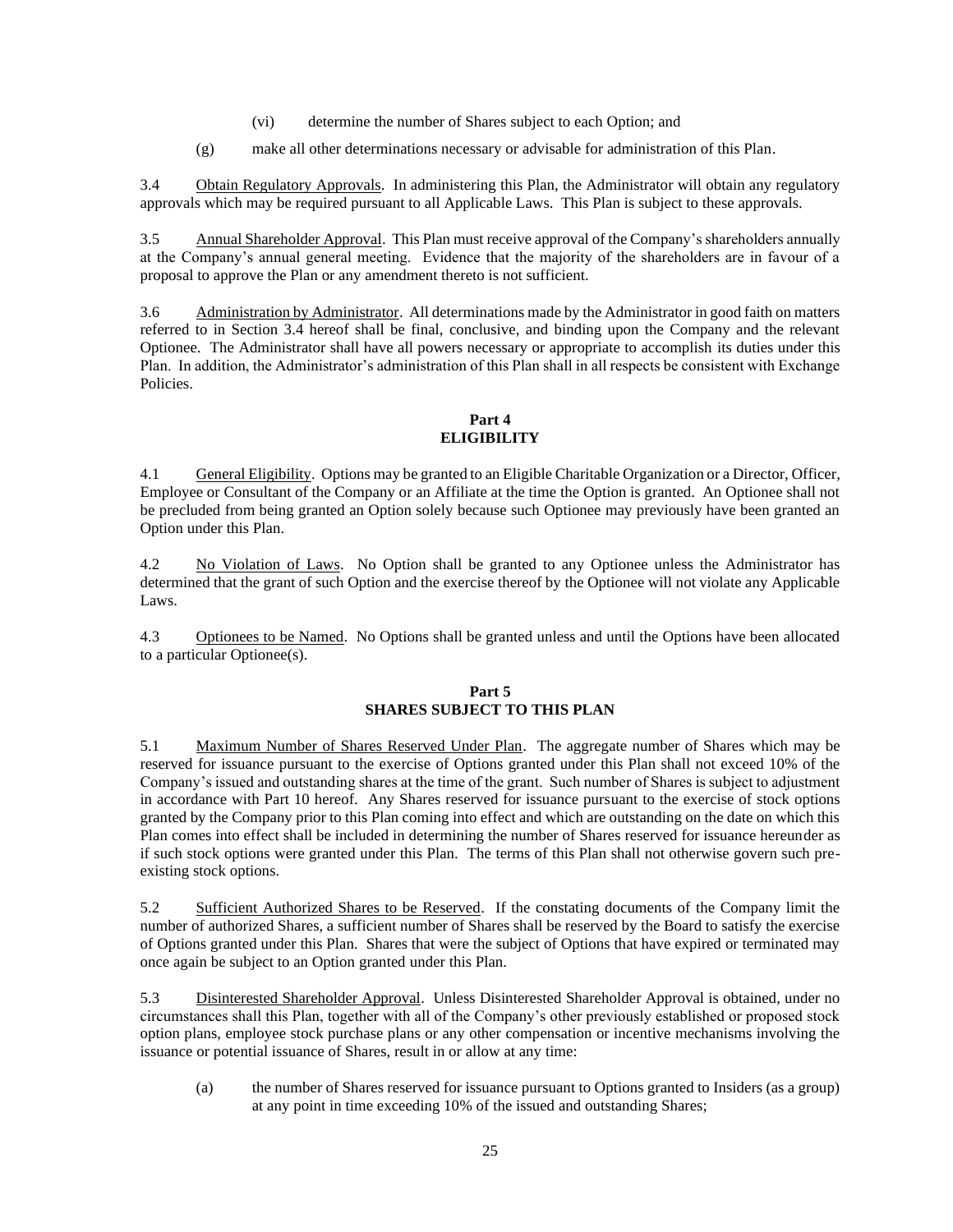(vi) determine the number of Shares subject to each Option; and

(g) make all other determinations necessary or advisable for administration of this Plan.

3.4 Obtain Regulatory Approvals. In administering this Plan, the Administrator will obtain any regulatory approvals which may be required pursuant to all Applicable Laws. This Plan is subject to these approvals.

3.5 Annual Shareholder Approval. This Plan must receive approval of the Company's shareholders annually at the Company's annual general meeting. Evidence that the majority of the shareholders are in favour of a proposal to approve the Plan or any amendment thereto is not sufficient.

3.6 Administration by Administrator. All determinations made by the Administrator in good faith on matters referred to in Section 3.4 hereof shall be final, conclusive, and binding upon the Company and the relevant Optionee. The Administrator shall have all powers necessary or appropriate to accomplish its duties under this Plan. In addition, the Administrator's administration of this Plan shall in all respects be consistent with Exchange Policies.

## Part 4
## ELIGIBILITY

4.1 General Eligibility. Options may be granted to an Eligible Charitable Organization or a Director, Officer, Employee or Consultant of the Company or an Affiliate at the time the Option is granted. An Optionee shall not be precluded from being granted an Option solely because such Optionee may previously have been granted an Option under this Plan.

4.2 No Violation of Laws. No Option shall be granted to any Optionee unless the Administrator has determined that the grant of such Option and the exercise thereof by the Optionee will not violate any Applicable Laws.

4.3 Optionees to be Named. No Options shall be granted unless and until the Options have been allocated to a particular Optionee(s).

## Part 5
## SHARES SUBJECT TO THIS PLAN

5.1 Maximum Number of Shares Reserved Under Plan. The aggregate number of Shares which may be reserved for issuance pursuant to the exercise of Options granted under this Plan shall not exceed 10% of the Company's issued and outstanding shares at the time of the grant. Such number of Shares is subject to adjustment in accordance with Part 10 hereof. Any Shares reserved for issuance pursuant to the exercise of stock options granted by the Company prior to this Plan coming into effect and which are outstanding on the date on which this Plan comes into effect shall be included in determining the number of Shares reserved for issuance hereunder as if such stock options were granted under this Plan. The terms of this Plan shall not otherwise govern such pre-existing stock options.

5.2 Sufficient Authorized Shares to be Reserved. If the constating documents of the Company limit the number of authorized Shares, a sufficient number of Shares shall be reserved by the Board to satisfy the exercise of Options granted under this Plan. Shares that were the subject of Options that have expired or terminated may once again be subject to an Option granted under this Plan.

5.3 Disinterested Shareholder Approval. Unless Disinterested Shareholder Approval is obtained, under no circumstances shall this Plan, together with all of the Company's other previously established or proposed stock option plans, employee stock purchase plans or any other compensation or incentive mechanisms involving the issuance or potential issuance of Shares, result in or allow at any time:

(a) the number of Shares reserved for issuance pursuant to Options granted to Insiders (as a group) at any point in time exceeding 10% of the issued and outstanding Shares;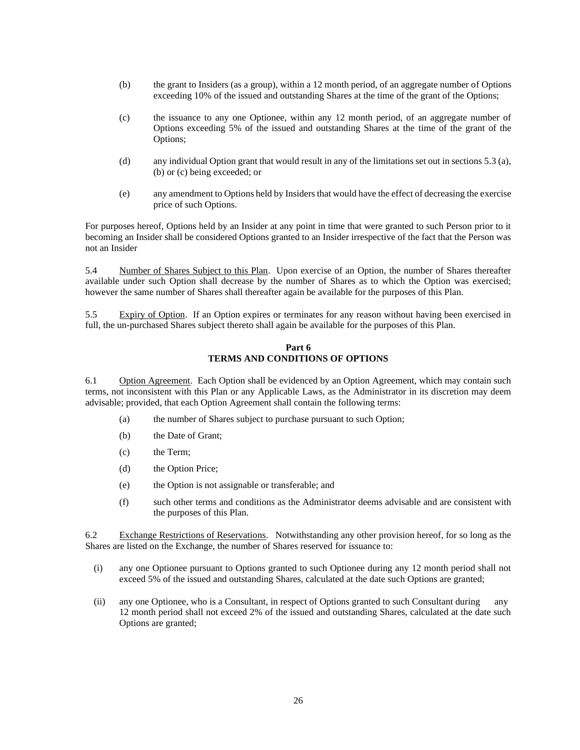(b) the grant to Insiders (as a group), within a 12 month period, of an aggregate number of Options exceeding 10% of the issued and outstanding Shares at the time of the grant of the Options;

(c) the issuance to any one Optionee, within any 12 month period, of an aggregate number of Options exceeding 5% of the issued and outstanding Shares at the time of the grant of the Options;

(d) any individual Option grant that would result in any of the limitations set out in sections 5.3 (a), (b) or (c) being exceeded; or

(e) any amendment to Options held by Insiders that would have the effect of decreasing the exercise price of such Options.

For purposes hereof, Options held by an Insider at any point in time that were granted to such Person prior to it becoming an Insider shall be considered Options granted to an Insider irrespective of the fact that the Person was not an Insider

5.4 Number of Shares Subject to this Plan. Upon exercise of an Option, the number of Shares thereafter available under such Option shall decrease by the number of Shares as to which the Option was exercised; however the same number of Shares shall thereafter again be available for the purposes of this Plan.

5.5 Expiry of Option. If an Option expires or terminates for any reason without having been exercised in full, the un-purchased Shares subject thereto shall again be available for the purposes of this Plan.

## Part 6
## TERMS AND CONDITIONS OF OPTIONS

6.1 Option Agreement. Each Option shall be evidenced by an Option Agreement, which may contain such terms, not inconsistent with this Plan or any Applicable Laws, as the Administrator in its discretion may deem advisable; provided, that each Option Agreement shall contain the following terms:

(a) the number of Shares subject to purchase pursuant to such Option;

(b) the Date of Grant;

(c) the Term;

(d) the Option Price;

(e) the Option is not assignable or transferable; and

(f) such other terms and conditions as the Administrator deems advisable and are consistent with the purposes of this Plan.

6.2 Exchange Restrictions of Reservations. Notwithstanding any other provision hereof, for so long as the Shares are listed on the Exchange, the number of Shares reserved for issuance to:

(i) any one Optionee pursuant to Options granted to such Optionee during any 12 month period shall not exceed 5% of the issued and outstanding Shares, calculated at the date such Options are granted;

(ii) any one Optionee, who is a Consultant, in respect of Options granted to such Consultant during any 12 month period shall not exceed 2% of the issued and outstanding Shares, calculated at the date such Options are granted;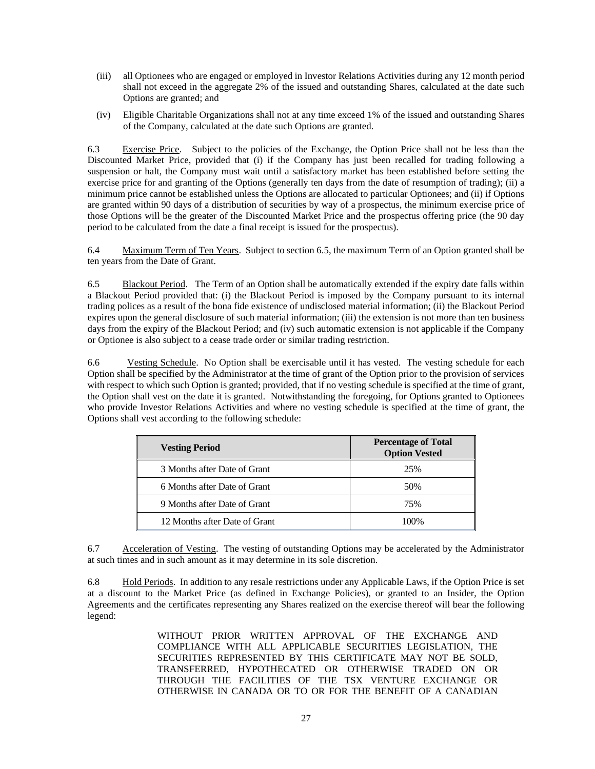(iii) all Optionees who are engaged or employed in Investor Relations Activities during any 12 month period shall not exceed in the aggregate 2% of the issued and outstanding Shares, calculated at the date such Options are granted; and

(iv) Eligible Charitable Organizations shall not at any time exceed 1% of the issued and outstanding Shares of the Company, calculated at the date such Options are granted.

6.3 Exercise Price. Subject to the policies of the Exchange, the Option Price shall not be less than the Discounted Market Price, provided that (i) if the Company has just been recalled for trading following a suspension or halt, the Company must wait until a satisfactory market has been established before setting the exercise price for and granting of the Options (generally ten days from the date of resumption of trading); (ii) a minimum price cannot be established unless the Options are allocated to particular Optionees; and (ii) if Options are granted within 90 days of a distribution of securities by way of a prospectus, the minimum exercise price of those Options will be the greater of the Discounted Market Price and the prospectus offering price (the 90 day period to be calculated from the date a final receipt is issued for the prospectus).

6.4 Maximum Term of Ten Years. Subject to section 6.5, the maximum Term of an Option granted shall be ten years from the Date of Grant.

6.5 Blackout Period. The Term of an Option shall be automatically extended if the expiry date falls within a Blackout Period provided that: (i) the Blackout Period is imposed by the Company pursuant to its internal trading polices as a result of the bona fide existence of undisclosed material information; (ii) the Blackout Period expires upon the general disclosure of such material information; (iii) the extension is not more than ten business days from the expiry of the Blackout Period; and (iv) such automatic extension is not applicable if the Company or Optionee is also subject to a cease trade order or similar trading restriction.

6.6 Vesting Schedule. No Option shall be exercisable until it has vested. The vesting schedule for each Option shall be specified by the Administrator at the time of grant of the Option prior to the provision of services with respect to which such Option is granted; provided, that if no vesting schedule is specified at the time of grant, the Option shall vest on the date it is granted. Notwithstanding the foregoing, for Options granted to Optionees who provide Investor Relations Activities and where no vesting schedule is specified at the time of grant, the Options shall vest according to the following schedule:

| Vesting Period | Percentage of Total Option Vested |
|---|---|
| 3 Months after Date of Grant | 25% |
| 6 Months after Date of Grant | 50% |
| 9 Months after Date of Grant | 75% |
| 12 Months after Date of Grant | 100% |

6.7 Acceleration of Vesting. The vesting of outstanding Options may be accelerated by the Administrator at such times and in such amount as it may determine in its sole discretion.

6.8 Hold Periods. In addition to any resale restrictions under any Applicable Laws, if the Option Price is set at a discount to the Market Price (as defined in Exchange Policies), or granted to an Insider, the Option Agreements and the certificates representing any Shares realized on the exercise thereof will bear the following legend:

> WITHOUT PRIOR WRITTEN APPROVAL OF THE EXCHANGE AND COMPLIANCE WITH ALL APPLICABLE SECURITIES LEGISLATION, THE SECURITIES REPRESENTED BY THIS CERTIFICATE MAY NOT BE SOLD, TRANSFERRED, HYPOTHECATED OR OTHERWISE TRADED ON OR THROUGH THE FACILITIES OF THE TSX VENTURE EXCHANGE OR OTHERWISE IN CANADA OR TO OR FOR THE BENEFIT OF A CANADIAN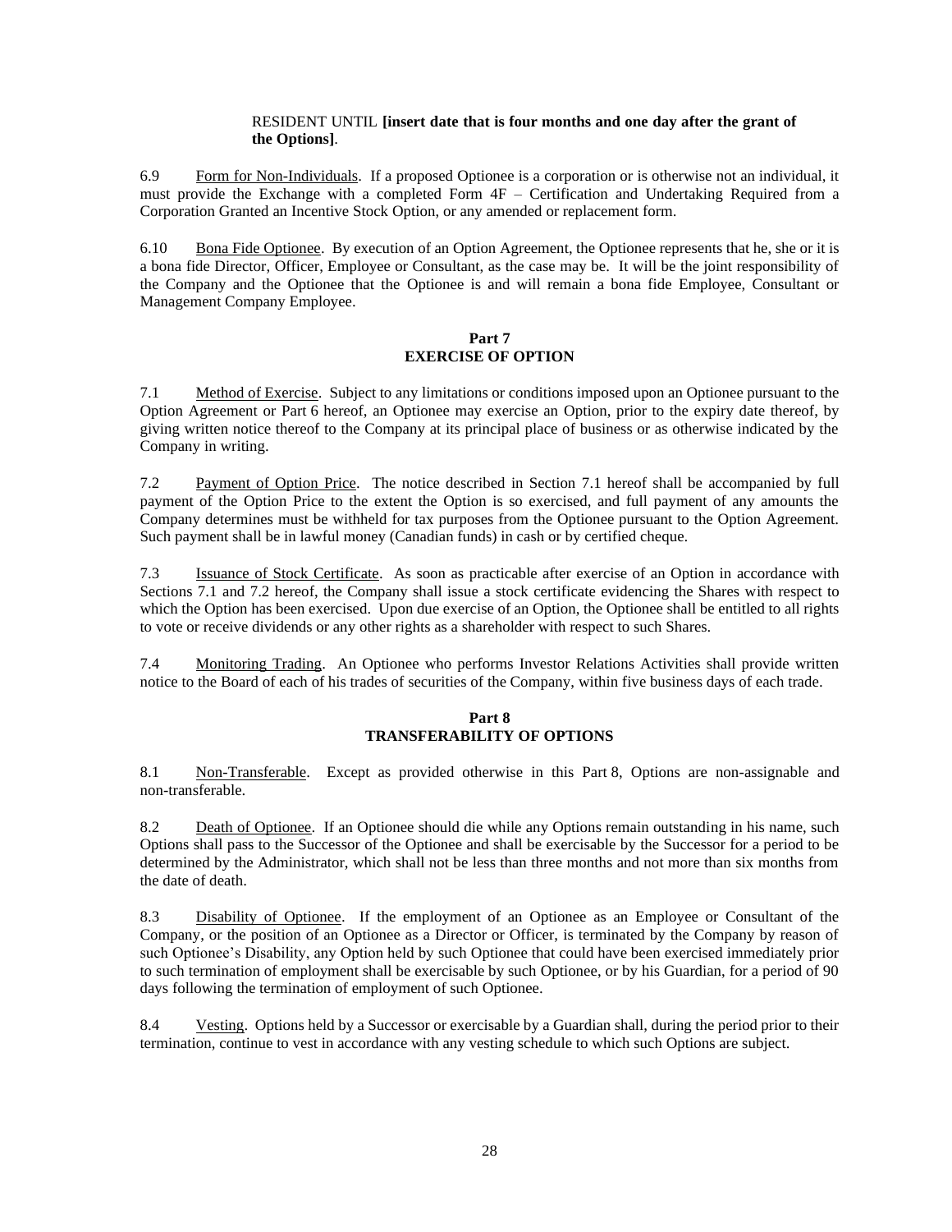RESIDENT UNTIL **[insert date that is four months and one day after the grant of the Options]**.

6.9 Form for Non-Individuals. If a proposed Optionee is a corporation or is otherwise not an individual, it must provide the Exchange with a completed Form 4F – Certification and Undertaking Required from a Corporation Granted an Incentive Stock Option, or any amended or replacement form.

6.10 Bona Fide Optionee. By execution of an Option Agreement, the Optionee represents that he, she or it is a bona fide Director, Officer, Employee or Consultant, as the case may be. It will be the joint responsibility of the Company and the Optionee that the Optionee is and will remain a bona fide Employee, Consultant or Management Company Employee.

## Part 7
## EXERCISE OF OPTION

7.1 Method of Exercise. Subject to any limitations or conditions imposed upon an Optionee pursuant to the Option Agreement or Part 6 hereof, an Optionee may exercise an Option, prior to the expiry date thereof, by giving written notice thereof to the Company at its principal place of business or as otherwise indicated by the Company in writing.

7.2 Payment of Option Price. The notice described in Section 7.1 hereof shall be accompanied by full payment of the Option Price to the extent the Option is so exercised, and full payment of any amounts the Company determines must be withheld for tax purposes from the Optionee pursuant to the Option Agreement. Such payment shall be in lawful money (Canadian funds) in cash or by certified cheque.

7.3 Issuance of Stock Certificate. As soon as practicable after exercise of an Option in accordance with Sections 7.1 and 7.2 hereof, the Company shall issue a stock certificate evidencing the Shares with respect to which the Option has been exercised. Upon due exercise of an Option, the Optionee shall be entitled to all rights to vote or receive dividends or any other rights as a shareholder with respect to such Shares.

7.4 Monitoring Trading. An Optionee who performs Investor Relations Activities shall provide written notice to the Board of each of his trades of securities of the Company, within five business days of each trade.

## Part 8
## TRANSFERABILITY OF OPTIONS

8.1 Non-Transferable. Except as provided otherwise in this Part 8, Options are non-assignable and non-transferable.

8.2 Death of Optionee. If an Optionee should die while any Options remain outstanding in his name, such Options shall pass to the Successor of the Optionee and shall be exercisable by the Successor for a period to be determined by the Administrator, which shall not be less than three months and not more than six months from the date of death.

8.3 Disability of Optionee. If the employment of an Optionee as an Employee or Consultant of the Company, or the position of an Optionee as a Director or Officer, is terminated by the Company by reason of such Optionee's Disability, any Option held by such Optionee that could have been exercised immediately prior to such termination of employment shall be exercisable by such Optionee, or by his Guardian, for a period of 90 days following the termination of employment of such Optionee.

8.4 Vesting. Options held by a Successor or exercisable by a Guardian shall, during the period prior to their termination, continue to vest in accordance with any vesting schedule to which such Options are subject.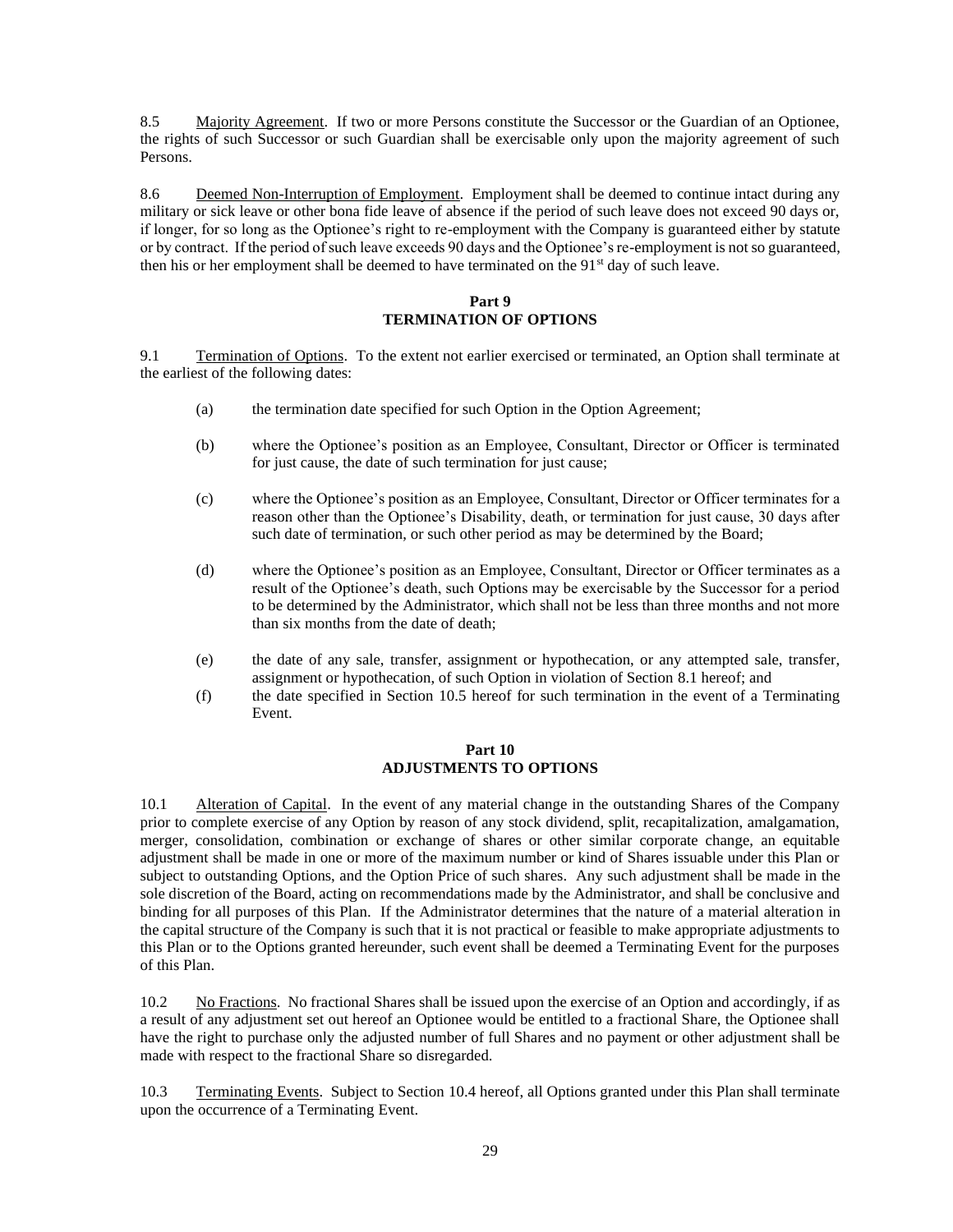8.5 Majority Agreement. If two or more Persons constitute the Successor or the Guardian of an Optionee, the rights of such Successor or such Guardian shall be exercisable only upon the majority agreement of such Persons.

8.6 Deemed Non-Interruption of Employment. Employment shall be deemed to continue intact during any military or sick leave or other bona fide leave of absence if the period of such leave does not exceed 90 days or, if longer, for so long as the Optionee's right to re-employment with the Company is guaranteed either by statute or by contract. If the period of such leave exceeds 90 days and the Optionee's re-employment is not so guaranteed, then his or her employment shall be deemed to have terminated on the 91st day of such leave.

## Part 9
## TERMINATION OF OPTIONS

9.1 Termination of Options. To the extent not earlier exercised or terminated, an Option shall terminate at the earliest of the following dates:

(a) the termination date specified for such Option in the Option Agreement;

(b) where the Optionee's position as an Employee, Consultant, Director or Officer is terminated for just cause, the date of such termination for just cause;

(c) where the Optionee's position as an Employee, Consultant, Director or Officer terminates for a reason other than the Optionee's Disability, death, or termination for just cause, 30 days after such date of termination, or such other period as may be determined by the Board;

(d) where the Optionee's position as an Employee, Consultant, Director or Officer terminates as a result of the Optionee's death, such Options may be exercisable by the Successor for a period to be determined by the Administrator, which shall not be less than three months and not more than six months from the date of death;

(e) the date of any sale, transfer, assignment or hypothecation, or any attempted sale, transfer, assignment or hypothecation, of such Option in violation of Section 8.1 hereof; and

(f) the date specified in Section 10.5 hereof for such termination in the event of a Terminating Event.

## Part 10
## ADJUSTMENTS TO OPTIONS

10.1 Alteration of Capital. In the event of any material change in the outstanding Shares of the Company prior to complete exercise of any Option by reason of any stock dividend, split, recapitalization, amalgamation, merger, consolidation, combination or exchange of shares or other similar corporate change, an equitable adjustment shall be made in one or more of the maximum number or kind of Shares issuable under this Plan or subject to outstanding Options, and the Option Price of such shares. Any such adjustment shall be made in the sole discretion of the Board, acting on recommendations made by the Administrator, and shall be conclusive and binding for all purposes of this Plan. If the Administrator determines that the nature of a material alteration in the capital structure of the Company is such that it is not practical or feasible to make appropriate adjustments to this Plan or to the Options granted hereunder, such event shall be deemed a Terminating Event for the purposes of this Plan.

10.2 No Fractions. No fractional Shares shall be issued upon the exercise of an Option and accordingly, if as a result of any adjustment set out hereof an Optionee would be entitled to a fractional Share, the Optionee shall have the right to purchase only the adjusted number of full Shares and no payment or other adjustment shall be made with respect to the fractional Share so disregarded.

10.3 Terminating Events. Subject to Section 10.4 hereof, all Options granted under this Plan shall terminate upon the occurrence of a Terminating Event.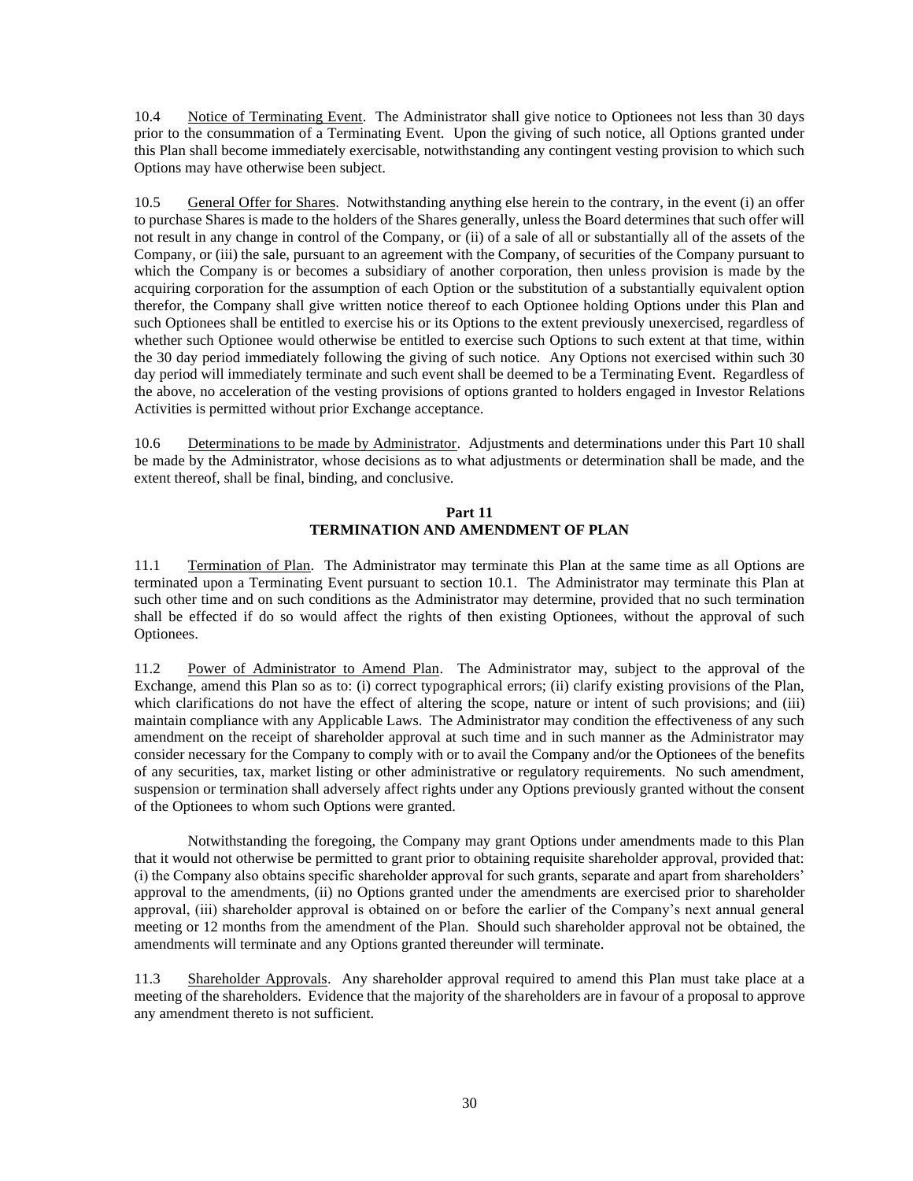10.4 Notice of Terminating Event. The Administrator shall give notice to Optionees not less than 30 days prior to the consummation of a Terminating Event. Upon the giving of such notice, all Options granted under this Plan shall become immediately exercisable, notwithstanding any contingent vesting provision to which such Options may have otherwise been subject.

10.5 General Offer for Shares. Notwithstanding anything else herein to the contrary, in the event (i) an offer to purchase Shares is made to the holders of the Shares generally, unless the Board determines that such offer will not result in any change in control of the Company, or (ii) of a sale of all or substantially all of the assets of the Company, or (iii) the sale, pursuant to an agreement with the Company, of securities of the Company pursuant to which the Company is or becomes a subsidiary of another corporation, then unless provision is made by the acquiring corporation for the assumption of each Option or the substitution of a substantially equivalent option therefor, the Company shall give written notice thereof to each Optionee holding Options under this Plan and such Optionees shall be entitled to exercise his or its Options to the extent previously unexercised, regardless of whether such Optionee would otherwise be entitled to exercise such Options to such extent at that time, within the 30 day period immediately following the giving of such notice. Any Options not exercised within such 30 day period will immediately terminate and such event shall be deemed to be a Terminating Event. Regardless of the above, no acceleration of the vesting provisions of options granted to holders engaged in Investor Relations Activities is permitted without prior Exchange acceptance.

10.6 Determinations to be made by Administrator. Adjustments and determinations under this Part 10 shall be made by the Administrator, whose decisions as to what adjustments or determination shall be made, and the extent thereof, shall be final, binding, and conclusive.

## Part 11
## TERMINATION AND AMENDMENT OF PLAN

11.1 Termination of Plan. The Administrator may terminate this Plan at the same time as all Options are terminated upon a Terminating Event pursuant to section 10.1. The Administrator may terminate this Plan at such other time and on such conditions as the Administrator may determine, provided that no such termination shall be effected if do so would affect the rights of then existing Optionees, without the approval of such Optionees.

11.2 Power of Administrator to Amend Plan. The Administrator may, subject to the approval of the Exchange, amend this Plan so as to: (i) correct typographical errors; (ii) clarify existing provisions of the Plan, which clarifications do not have the effect of altering the scope, nature or intent of such provisions; and (iii) maintain compliance with any Applicable Laws. The Administrator may condition the effectiveness of any such amendment on the receipt of shareholder approval at such time and in such manner as the Administrator may consider necessary for the Company to comply with or to avail the Company and/or the Optionees of the benefits of any securities, tax, market listing or other administrative or regulatory requirements. No such amendment, suspension or termination shall adversely affect rights under any Options previously granted without the consent of the Optionees to whom such Options were granted.

Notwithstanding the foregoing, the Company may grant Options under amendments made to this Plan that it would not otherwise be permitted to grant prior to obtaining requisite shareholder approval, provided that: (i) the Company also obtains specific shareholder approval for such grants, separate and apart from shareholders' approval to the amendments, (ii) no Options granted under the amendments are exercised prior to shareholder approval, (iii) shareholder approval is obtained on or before the earlier of the Company's next annual general meeting or 12 months from the amendment of the Plan. Should such shareholder approval not be obtained, the amendments will terminate and any Options granted thereunder will terminate.

11.3 Shareholder Approvals. Any shareholder approval required to amend this Plan must take place at a meeting of the shareholders. Evidence that the majority of the shareholders are in favour of a proposal to approve any amendment thereto is not sufficient.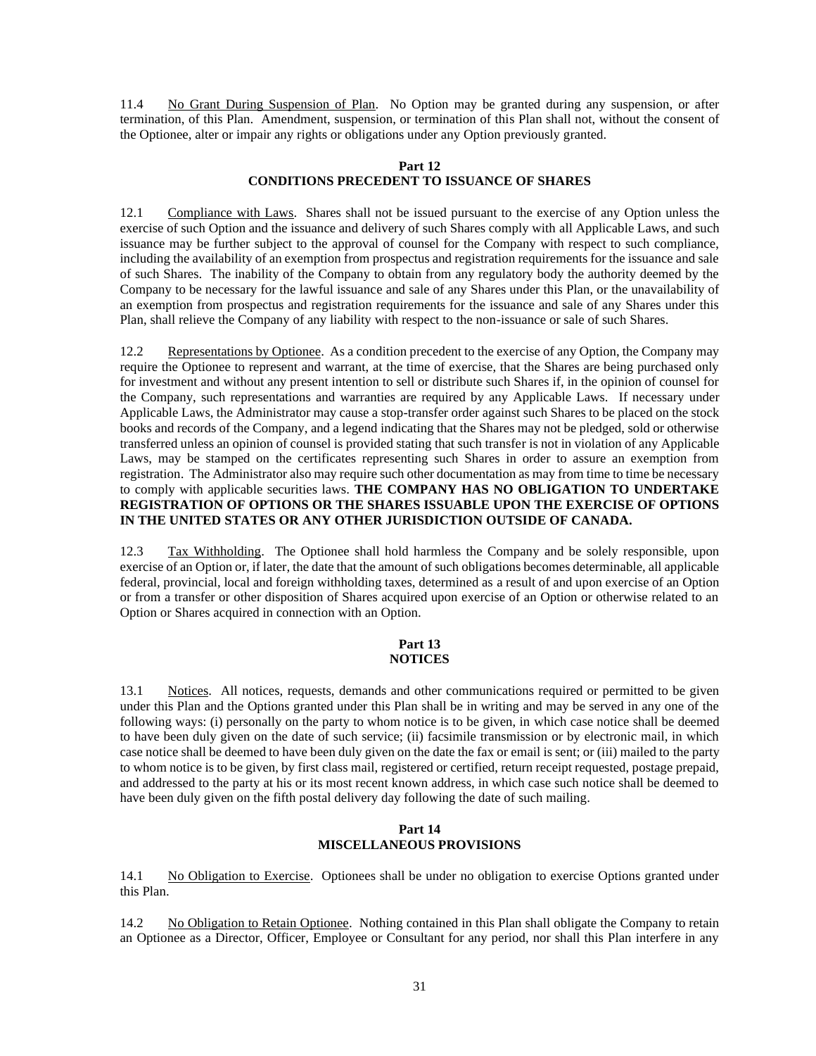11.4 No Grant During Suspension of Plan. No Option may be granted during any suspension, or after termination, of this Plan. Amendment, suspension, or termination of this Plan shall not, without the consent of the Optionee, alter or impair any rights or obligations under any Option previously granted.

## Part 12
## CONDITIONS PRECEDENT TO ISSUANCE OF SHARES

12.1 Compliance with Laws. Shares shall not be issued pursuant to the exercise of any Option unless the exercise of such Option and the issuance and delivery of such Shares comply with all Applicable Laws, and such issuance may be further subject to the approval of counsel for the Company with respect to such compliance, including the availability of an exemption from prospectus and registration requirements for the issuance and sale of such Shares. The inability of the Company to obtain from any regulatory body the authority deemed by the Company to be necessary for the lawful issuance and sale of any Shares under this Plan, or the unavailability of an exemption from prospectus and registration requirements for the issuance and sale of any Shares under this Plan, shall relieve the Company of any liability with respect to the non-issuance or sale of such Shares.

12.2 Representations by Optionee. As a condition precedent to the exercise of any Option, the Company may require the Optionee to represent and warrant, at the time of exercise, that the Shares are being purchased only for investment and without any present intention to sell or distribute such Shares if, in the opinion of counsel for the Company, such representations and warranties are required by any Applicable Laws. If necessary under Applicable Laws, the Administrator may cause a stop-transfer order against such Shares to be placed on the stock books and records of the Company, and a legend indicating that the Shares may not be pledged, sold or otherwise transferred unless an opinion of counsel is provided stating that such transfer is not in violation of any Applicable Laws, may be stamped on the certificates representing such Shares in order to assure an exemption from registration. The Administrator also may require such other documentation as may from time to time be necessary to comply with applicable securities laws. **THE COMPANY HAS NO OBLIGATION TO UNDERTAKE REGISTRATION OF OPTIONS OR THE SHARES ISSUABLE UPON THE EXERCISE OF OPTIONS IN THE UNITED STATES OR ANY OTHER JURISDICTION OUTSIDE OF CANADA.**

12.3 Tax Withholding. The Optionee shall hold harmless the Company and be solely responsible, upon exercise of an Option or, if later, the date that the amount of such obligations becomes determinable, all applicable federal, provincial, local and foreign withholding taxes, determined as a result of and upon exercise of an Option or from a transfer or other disposition of Shares acquired upon exercise of an Option or otherwise related to an Option or Shares acquired in connection with an Option.

## Part 13
## NOTICES

13.1 Notices. All notices, requests, demands and other communications required or permitted to be given under this Plan and the Options granted under this Plan shall be in writing and may be served in any one of the following ways: (i) personally on the party to whom notice is to be given, in which case notice shall be deemed to have been duly given on the date of such service; (ii) facsimile transmission or by electronic mail, in which case notice shall be deemed to have been duly given on the date the fax or email is sent; or (iii) mailed to the party to whom notice is to be given, by first class mail, registered or certified, return receipt requested, postage prepaid, and addressed to the party at his or its most recent known address, in which case such notice shall be deemed to have been duly given on the fifth postal delivery day following the date of such mailing.

## Part 14
## MISCELLANEOUS PROVISIONS

14.1 No Obligation to Exercise. Optionees shall be under no obligation to exercise Options granted under this Plan.

14.2 No Obligation to Retain Optionee. Nothing contained in this Plan shall obligate the Company to retain an Optionee as a Director, Officer, Employee or Consultant for any period, nor shall this Plan interfere in any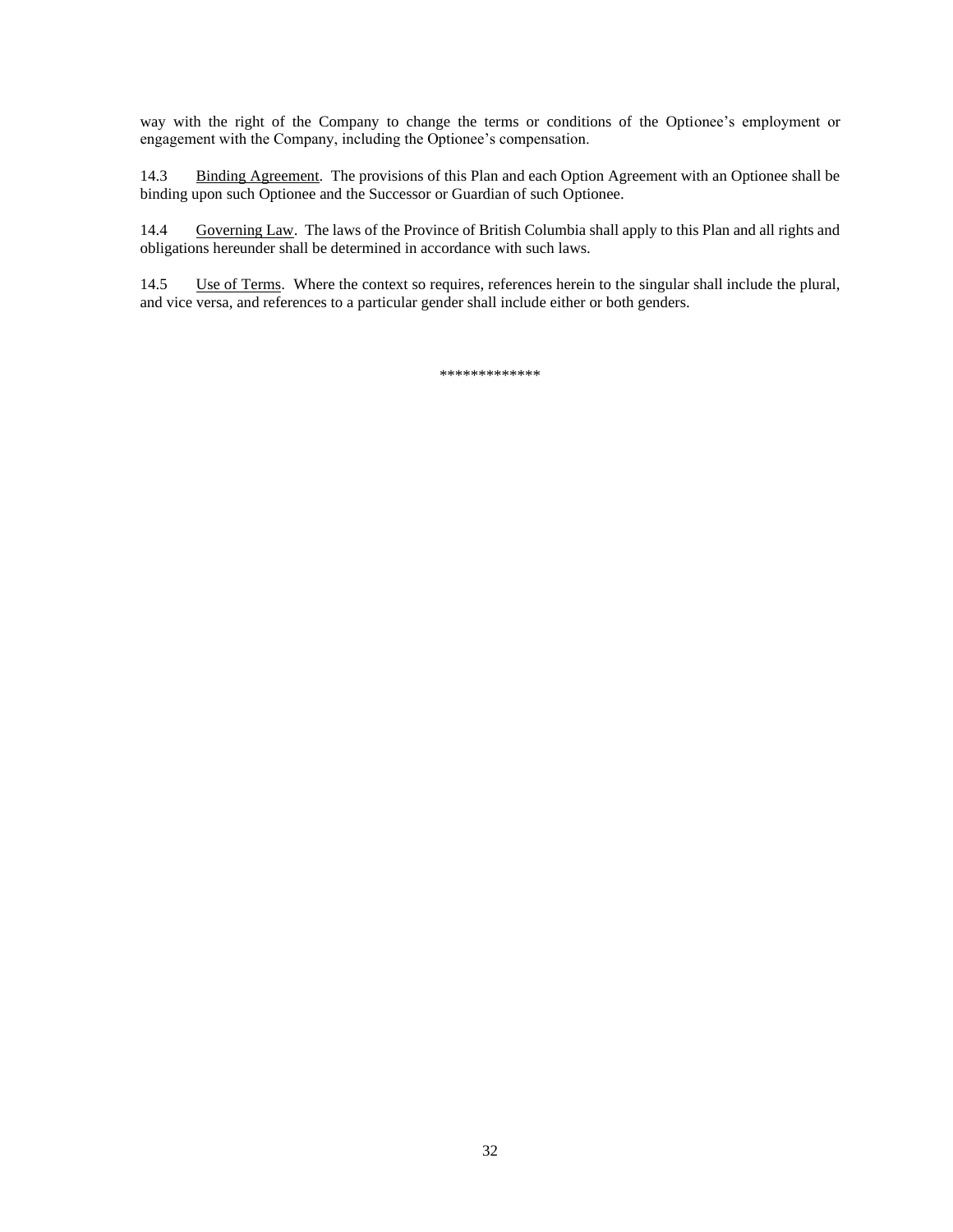way with the right of the Company to change the terms or conditions of the Optionee's employment or engagement with the Company, including the Optionee's compensation.

14.3 Binding Agreement. The provisions of this Plan and each Option Agreement with an Optionee shall be binding upon such Optionee and the Successor or Guardian of such Optionee.

14.4 Governing Law. The laws of the Province of British Columbia shall apply to this Plan and all rights and obligations hereunder shall be determined in accordance with such laws.

14.5 Use of Terms. Where the context so requires, references herein to the singular shall include the plural, and vice versa, and references to a particular gender shall include either or both genders.

*************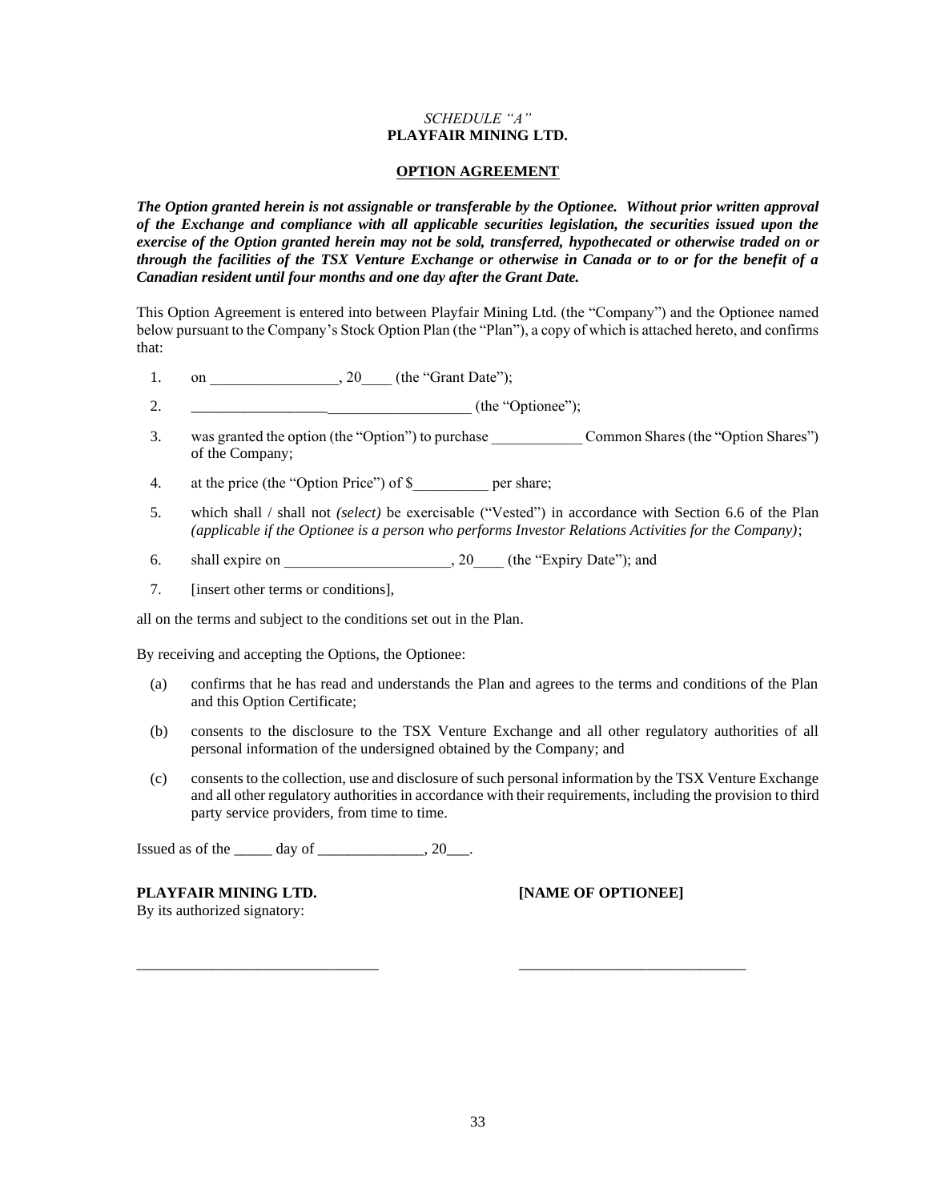*SCHEDULE "A"*
**PLAYFAIR MINING LTD.**

**OPTION AGREEMENT**

***The Option granted herein is not assignable or transferable by the Optionee. Without prior written approval of the Exchange and compliance with all applicable securities legislation, the securities issued upon the exercise of the Option granted herein may not be sold, transferred, hypothecated or otherwise traded on or through the facilities of the TSX Venture Exchange or otherwise in Canada or to or for the benefit of a Canadian resident until four months and one day after the Grant Date.***

This Option Agreement is entered into between Playfair Mining Ltd. (the "Company") and the Optionee named below pursuant to the Company's Stock Option Plan (the "Plan"), a copy of which is attached hereto, and confirms that:

1. on _________________, 20____ (the "Grant Date");
2. _____________________________________ (the "Optionee");
3. was granted the option (the "Option") to purchase ____________ Common Shares (the "Option Shares") of the Company;
4. at the price (the "Option Price") of $__________ per share;
5. which shall / shall not *(select)* be exercisable ("Vested") in accordance with Section 6.6 of the Plan *(applicable if the Optionee is a person who performs Investor Relations Activities for the Company)*;
6. shall expire on ______________________, 20____ (the "Expiry Date"); and
7. [insert other terms or conditions],

all on the terms and subject to the conditions set out in the Plan.

By receiving and accepting the Options, the Optionee:

(a) confirms that he has read and understands the Plan and agrees to the terms and conditions of the Plan and this Option Certificate;

(b) consents to the disclosure to the TSX Venture Exchange and all other regulatory authorities of all personal information of the undersigned obtained by the Company; and

(c) consents to the collection, use and disclosure of such personal information by the TSX Venture Exchange and all other regulatory authorities in accordance with their requirements, including the provision to third party service providers, from time to time.

Issued as of the _____ day of ______________, 20___.

**PLAYFAIR MINING LTD.**
By its authorized signatory:

________________________________

**[NAME OF OPTIONEE]**

________________________________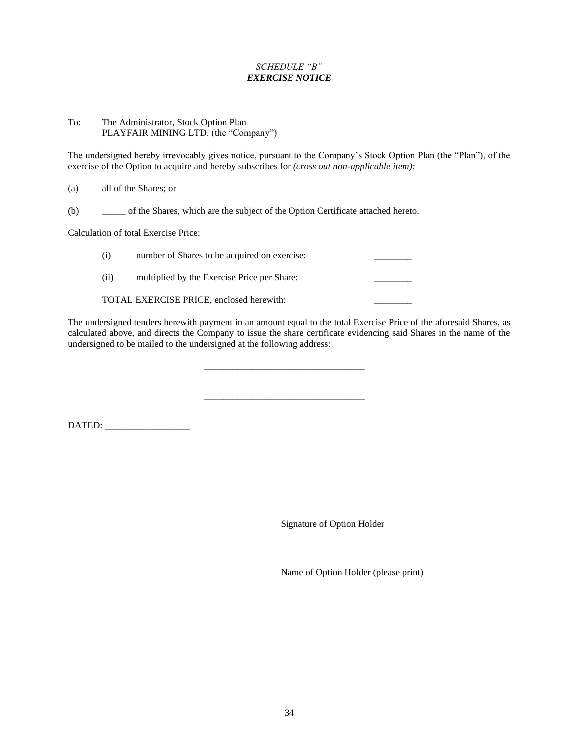*SCHEDULE "B"*
***EXERCISE NOTICE***

To: The Administrator, Stock Option Plan
PLAYFAIR MINING LTD. (the "Company")

The undersigned hereby irrevocably gives notice, pursuant to the Company's Stock Option Plan (the "Plan"), of the exercise of the Option to acquire and hereby subscribes for *(cross out non-applicable item):*

(a) all of the Shares; or

(b) _____ of the Shares, which are the subject of the Option Certificate attached hereto.

Calculation of total Exercise Price:

(i) number of Shares to be acquired on exercise: ________

(ii) multiplied by the Exercise Price per Share: ________

TOTAL EXERCISE PRICE, enclosed herewith: ________

The undersigned tenders herewith payment in an amount equal to the total Exercise Price of the aforesaid Shares, as calculated above, and directs the Company to issue the share certificate evidencing said Shares in the name of the undersigned to be mailed to the undersigned at the following address:

__________________________________

__________________________________

DATED: __________________

_______________________________________
Signature of Option Holder

_______________________________________
Name of Option Holder (please print)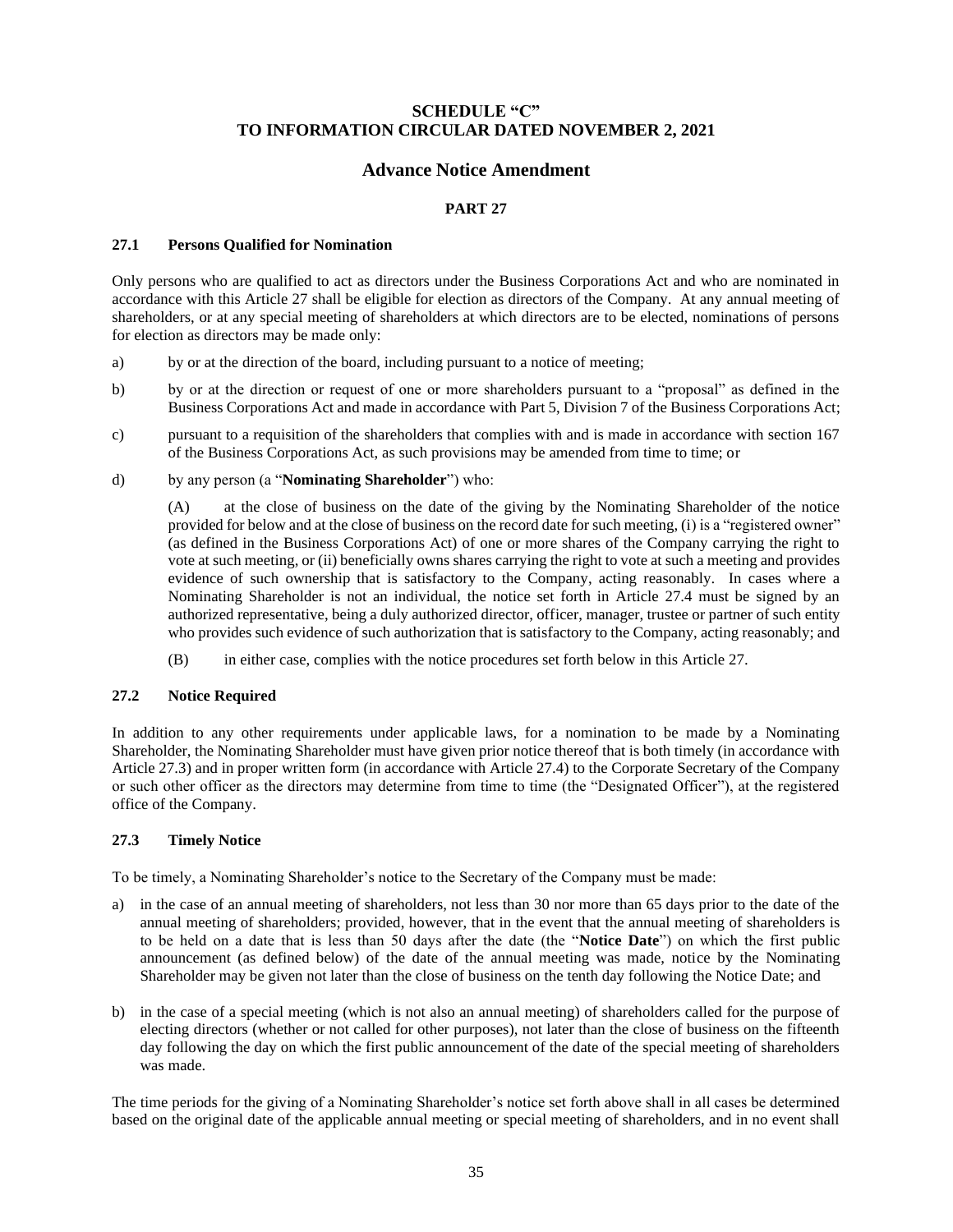# SCHEDULE "C"
# TO INFORMATION CIRCULAR DATED NOVEMBER 2, 2021

## Advance Notice Amendment

### PART 27

**27.1 Persons Qualified for Nomination**

Only persons who are qualified to act as directors under the Business Corporations Act and who are nominated in accordance with this Article 27 shall be eligible for election as directors of the Company. At any annual meeting of shareholders, or at any special meeting of shareholders at which directors are to be elected, nominations of persons for election as directors may be made only:

a) by or at the direction of the board, including pursuant to a notice of meeting;

b) by or at the direction or request of one or more shareholders pursuant to a "proposal" as defined in the Business Corporations Act and made in accordance with Part 5, Division 7 of the Business Corporations Act;

c) pursuant to a requisition of the shareholders that complies with and is made in accordance with section 167 of the Business Corporations Act, as such provisions may be amended from time to time; or

d) by any person (a "**Nominating Shareholder**") who:

(A) at the close of business on the date of the giving by the Nominating Shareholder of the notice provided for below and at the close of business on the record date for such meeting, (i) is a "registered owner" (as defined in the Business Corporations Act) of one or more shares of the Company carrying the right to vote at such meeting, or (ii) beneficially owns shares carrying the right to vote at such a meeting and provides evidence of such ownership that is satisfactory to the Company, acting reasonably. In cases where a Nominating Shareholder is not an individual, the notice set forth in Article 27.4 must be signed by an authorized representative, being a duly authorized director, officer, manager, trustee or partner of such entity who provides such evidence of such authorization that is satisfactory to the Company, acting reasonably; and

(B) in either case, complies with the notice procedures set forth below in this Article 27.

**27.2 Notice Required**

In addition to any other requirements under applicable laws, for a nomination to be made by a Nominating Shareholder, the Nominating Shareholder must have given prior notice thereof that is both timely (in accordance with Article 27.3) and in proper written form (in accordance with Article 27.4) to the Corporate Secretary of the Company or such other officer as the directors may determine from time to time (the "Designated Officer"), at the registered office of the Company.

**27.3 Timely Notice**

To be timely, a Nominating Shareholder's notice to the Secretary of the Company must be made:

a) in the case of an annual meeting of shareholders, not less than 30 nor more than 65 days prior to the date of the annual meeting of shareholders; provided, however, that in the event that the annual meeting of shareholders is to be held on a date that is less than 50 days after the date (the "**Notice Date**") on which the first public announcement (as defined below) of the date of the annual meeting was made, notice by the Nominating Shareholder may be given not later than the close of business on the tenth day following the Notice Date; and

b) in the case of a special meeting (which is not also an annual meeting) of shareholders called for the purpose of electing directors (whether or not called for other purposes), not later than the close of business on the fifteenth day following the day on which the first public announcement of the date of the special meeting of shareholders was made.

The time periods for the giving of a Nominating Shareholder's notice set forth above shall in all cases be determined based on the original date of the applicable annual meeting or special meeting of shareholders, and in no event shall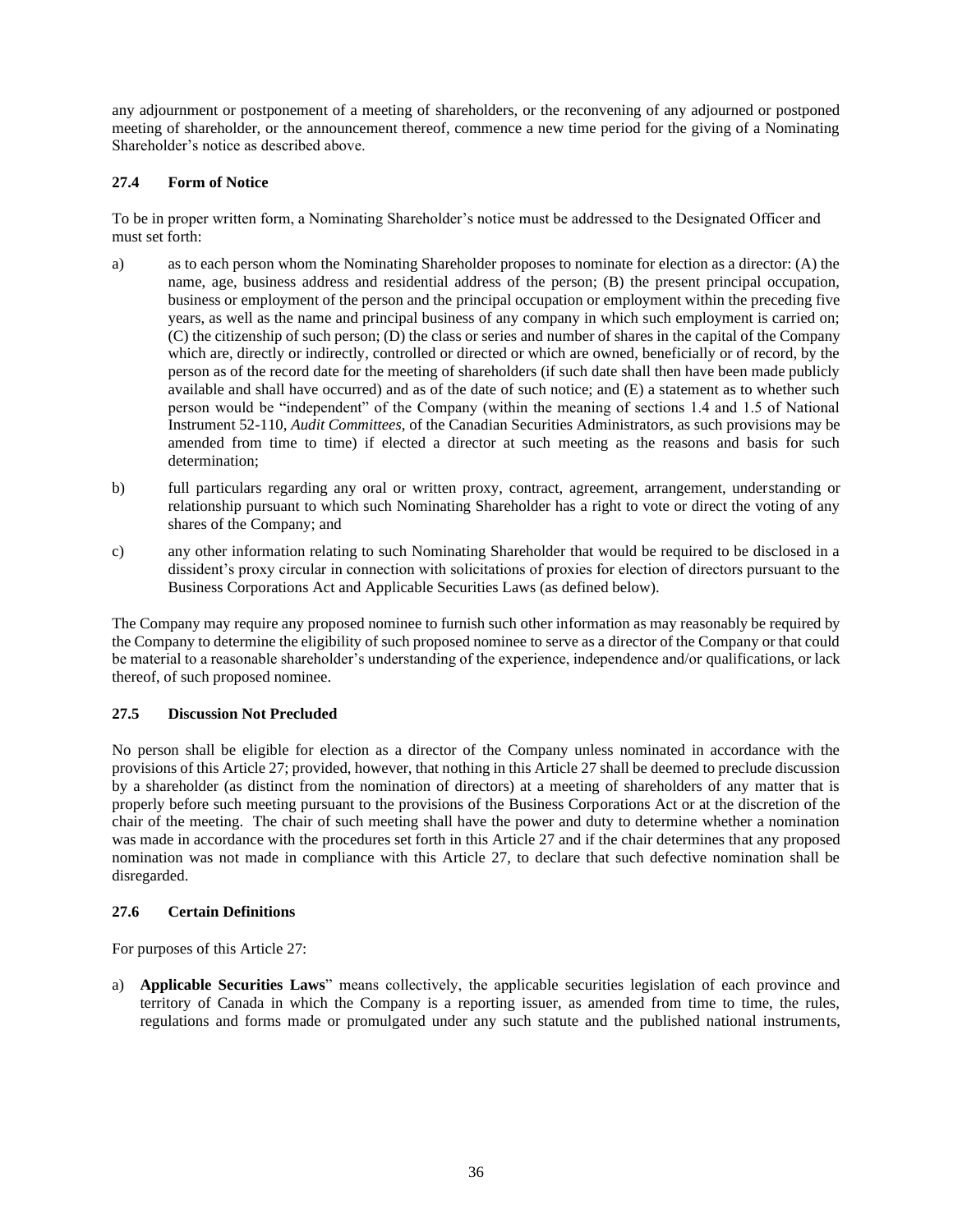any adjournment or postponement of a meeting of shareholders, or the reconvening of any adjourned or postponed meeting of shareholder, or the announcement thereof, commence a new time period for the giving of a Nominating Shareholder's notice as described above.

### 27.4 Form of Notice

To be in proper written form, a Nominating Shareholder's notice must be addressed to the Designated Officer and must set forth:

a) as to each person whom the Nominating Shareholder proposes to nominate for election as a director: (A) the name, age, business address and residential address of the person; (B) the present principal occupation, business or employment of the person and the principal occupation or employment within the preceding five years, as well as the name and principal business of any company in which such employment is carried on; (C) the citizenship of such person; (D) the class or series and number of shares in the capital of the Company which are, directly or indirectly, controlled or directed or which are owned, beneficially or of record, by the person as of the record date for the meeting of shareholders (if such date shall then have been made publicly available and shall have occurred) and as of the date of such notice; and (E) a statement as to whether such person would be "independent" of the Company (within the meaning of sections 1.4 and 1.5 of National Instrument 52-110, *Audit Committees*, of the Canadian Securities Administrators, as such provisions may be amended from time to time) if elected a director at such meeting as the reasons and basis for such determination;

b) full particulars regarding any oral or written proxy, contract, agreement, arrangement, understanding or relationship pursuant to which such Nominating Shareholder has a right to vote or direct the voting of any shares of the Company; and

c) any other information relating to such Nominating Shareholder that would be required to be disclosed in a dissident's proxy circular in connection with solicitations of proxies for election of directors pursuant to the Business Corporations Act and Applicable Securities Laws (as defined below).

The Company may require any proposed nominee to furnish such other information as may reasonably be required by the Company to determine the eligibility of such proposed nominee to serve as a director of the Company or that could be material to a reasonable shareholder's understanding of the experience, independence and/or qualifications, or lack thereof, of such proposed nominee.

### 27.5 Discussion Not Precluded

No person shall be eligible for election as a director of the Company unless nominated in accordance with the provisions of this Article 27; provided, however, that nothing in this Article 27 shall be deemed to preclude discussion by a shareholder (as distinct from the nomination of directors) at a meeting of shareholders of any matter that is properly before such meeting pursuant to the provisions of the Business Corporations Act or at the discretion of the chair of the meeting. The chair of such meeting shall have the power and duty to determine whether a nomination was made in accordance with the procedures set forth in this Article 27 and if the chair determines that any proposed nomination was not made in compliance with this Article 27, to declare that such defective nomination shall be disregarded.

### 27.6 Certain Definitions

For purposes of this Article 27:

a) **Applicable Securities Laws**" means collectively, the applicable securities legislation of each province and territory of Canada in which the Company is a reporting issuer, as amended from time to time, the rules, regulations and forms made or promulgated under any such statute and the published national instruments,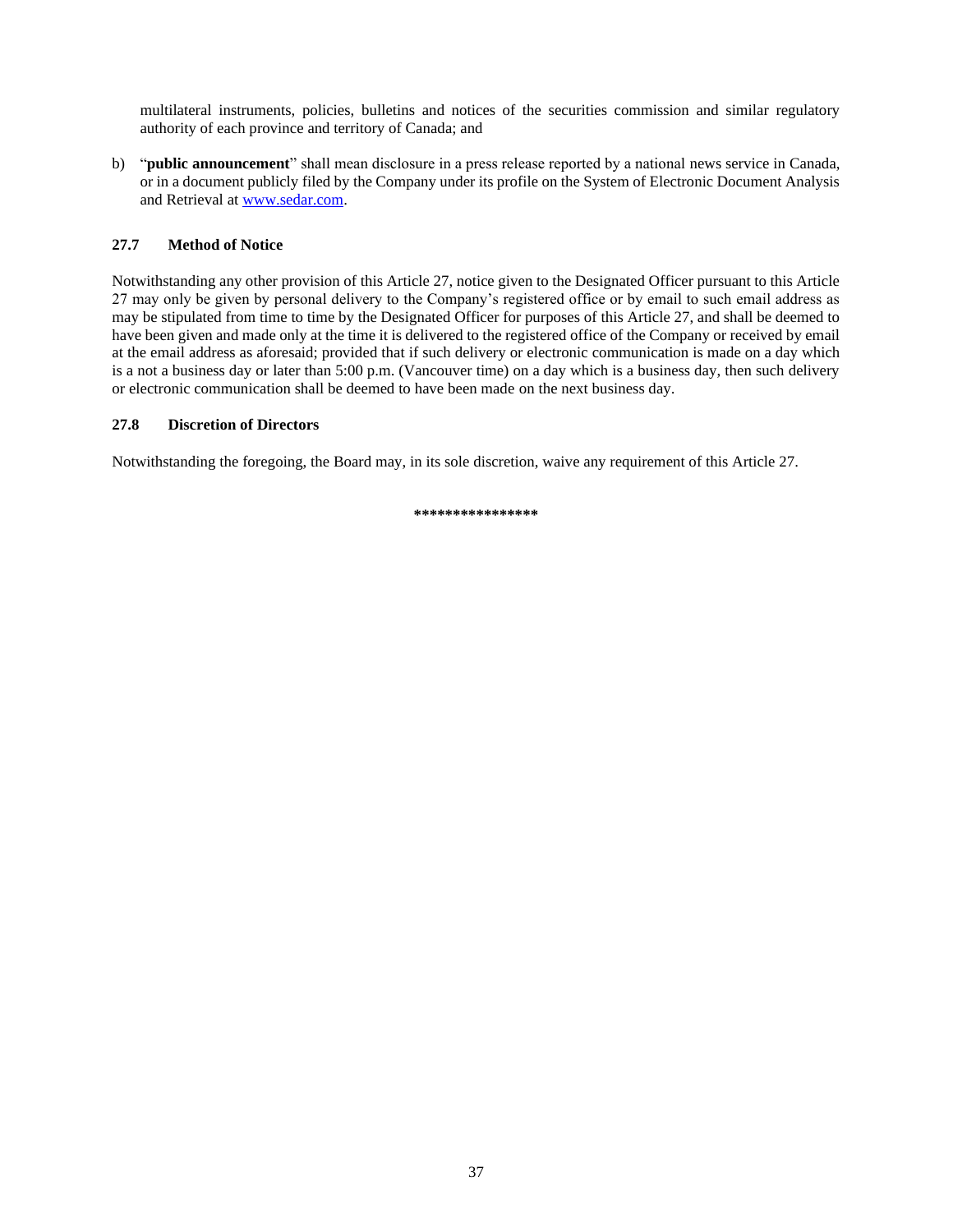multilateral instruments, policies, bulletins and notices of the securities commission and similar regulatory authority of each province and territory of Canada; and

b) "**public announcement**" shall mean disclosure in a press release reported by a national news service in Canada, or in a document publicly filed by the Company under its profile on the System of Electronic Document Analysis and Retrieval at www.sedar.com.

### 27.7 Method of Notice

Notwithstanding any other provision of this Article 27, notice given to the Designated Officer pursuant to this Article 27 may only be given by personal delivery to the Company's registered office or by email to such email address as may be stipulated from time to time by the Designated Officer for purposes of this Article 27, and shall be deemed to have been given and made only at the time it is delivered to the registered office of the Company or received by email at the email address as aforesaid; provided that if such delivery or electronic communication is made on a day which is a not a business day or later than 5:00 p.m. (Vancouver time) on a day which is a business day, then such delivery or electronic communication shall be deemed to have been made on the next business day.

### 27.8 Discretion of Directors

Notwithstanding the foregoing, the Board may, in its sole discretion, waive any requirement of this Article 27.

****************